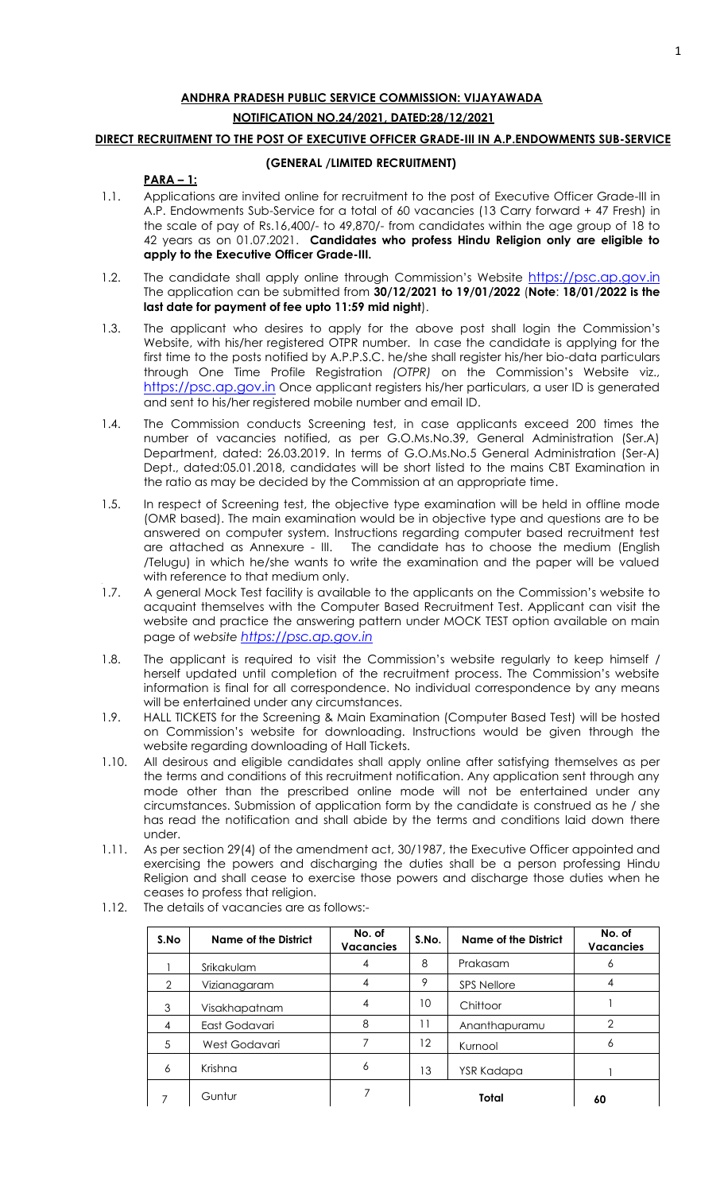# ANDHRA PRADESH PUBLIC SERVICE COMMISSION: VIJAYAWADA

## NOTIFICATION NO.24/2021, DATED:28/12/2021

### DIRECT RECRUITMENT TO THE POST OF EXECUTIVE OFFICER GRADE-III IN A.P.ENDOWMENTS SUB-SERVICE

### (GENERAL /LIMITED RECRUITMENT)

**PARA – 1:**

1.1. Applications are invited online for recruitment to the post of Executive Officer Grade-III in A.P. Endowments Sub-Service for a total of 60 vacancies (13 Carry forward + 47 Fresh) in the scale of pay of Rs.16,400/- to 49,870/- from candidates within the age group of 18 to 42 years as on 01.07.2021. **Candidates who profess Hindu Religion only are eligible to apply to the Executive Officer Grade-III.**

1.2. The candidate shall apply online through Commission's Website https://psc.ap.gov.in The application can be submitted from **30/12/2021 to 19/01/2022** (**Note**: **18/01/2022 is the last date for payment of fee upto 11:59 mid night**).

1.3. The applicant who desires to apply for the above post shall login the Commission's Website, with his/her registered OTPR number. In case the candidate is applying for the first time to the posts notified by A.P.P.S.C. he/she shall register his/her bio-data particulars through One Time Profile Registration *(OTPR)* on the Commission's Website viz., https://psc.ap.gov.in Once applicant registers his/her particulars, a user ID is generated and sent to his/her registered mobile number and email ID.

1.4. The Commission conducts Screening test, in case applicants exceed 200 times the number of vacancies notified, as per G.O.Ms.No.39, General Administration (Ser.A) Department, dated: 26.03.2019. In terms of G.O.Ms.No.5 General Administration (Ser-A) Dept., dated:05.01.2018, candidates will be short listed to the mains CBT Examination in the ratio as may be decided by the Commission at an appropriate time.

1.5. In respect of Screening test, the objective type examination will be held in offline mode (OMR based). The main examination would be in objective type and questions are to be answered on computer system. Instructions regarding computer based recruitment test are attached as Annexure - III. The candidate has to choose the medium (English /Telugu) in which he/she wants to write the examination and the paper will be valued with reference to that medium only.

1.7. A general Mock Test facility is available to the applicants on the Commission's website to acquaint themselves with the Computer Based Recruitment Test. Applicant can visit the website and practice the answering pattern under MOCK TEST option available on main page of *website https://psc.ap.gov.in*

1.8. The applicant is required to visit the Commission's website regularly to keep himself / herself updated until completion of the recruitment process. The Commission's website information is final for all correspondence. No individual correspondence by any means will be entertained under any circumstances.

1.9. HALL TICKETS for the Screening & Main Examination (Computer Based Test) will be hosted on Commission's website for downloading. Instructions would be given through the website regarding downloading of Hall Tickets.

1.10. All desirous and eligible candidates shall apply online after satisfying themselves as per the terms and conditions of this recruitment notification. Any application sent through any mode other than the prescribed online mode will not be entertained under any circumstances. Submission of application form by the candidate is construed as he / she has read the notification and shall abide by the terms and conditions laid down there under.

1.11. As per section 29(4) of the amendment act, 30/1987, the Executive Officer appointed and exercising the powers and discharging the duties shall be a person professing Hindu Religion and shall cease to exercise those powers and discharge those duties when he ceases to profess that religion.

1.12. The details of vacancies are as follows:-

| S.No | Name of the District | No. of Vacancies | S.No. | Name of the District | No. of Vacancies |
|---|---|---|---|---|---|
| 1 | Srikakulam | 4 | 8 | Prakasam | 6 |
| 2 | Vizianagaram | 4 | 9 | SPS Nellore | 4 |
| 3 | Visakhapatnam | 4 | 10 | Chittoor | 1 |
| 4 | East Godavari | 8 | 11 | Ananthapuramu | 2 |
| 5 | West Godavari | 7 | 12 | Kurnool | 6 |
| 6 | Krishna | 6 | 13 | YSR Kadapa | 1 |
| 7 | Guntur | 7 | | **Total** | **60** |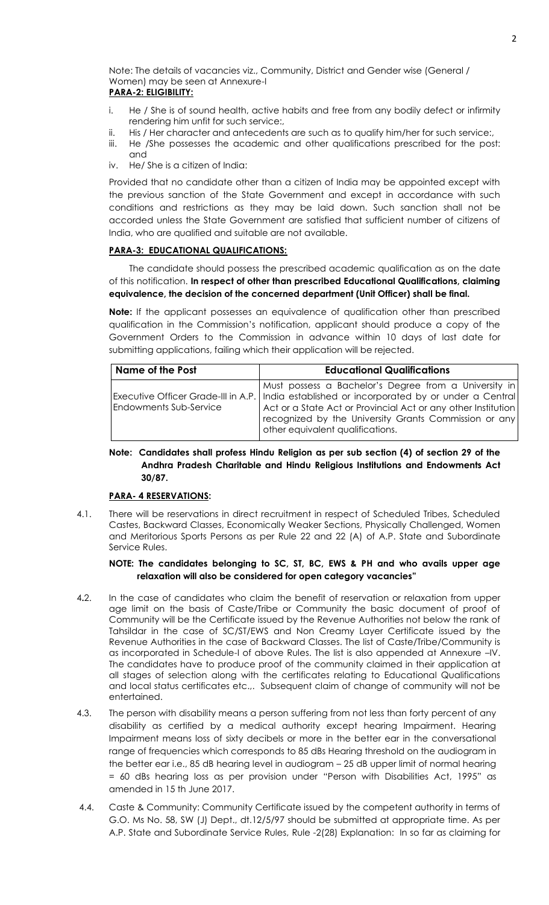Note: The details of vacancies viz., Community, District and Gender wise (General / Women) may be seen at Annexure-I

**PARA-2: ELIGIBILITY:**

i. He / She is of sound health, active habits and free from any bodily defect or infirmity rendering him unfit for such service:,
ii. His / Her character and antecedents are such as to qualify him/her for such service:,
iii. He /She possesses the academic and other qualifications prescribed for the post: and
iv. He/ She is a citizen of India:

Provided that no candidate other than a citizen of India may be appointed except with the previous sanction of the State Government and except in accordance with such conditions and restrictions as they may be laid down. Such sanction shall not be accorded unless the State Government are satisfied that sufficient number of citizens of India, who are qualified and suitable are not available.

**PARA-3: EDUCATIONAL QUALIFICATIONS:**

The candidate should possess the prescribed academic qualification as on the date of this notification. **In respect of other than prescribed Educational Qualifications, claiming equivalence, the decision of the concerned department (Unit Officer) shall be final.**

**Note:** If the applicant possesses an equivalence of qualification other than prescribed qualification in the Commission's notification, applicant should produce a copy of the Government Orders to the Commission in advance within 10 days of last date for submitting applications, failing which their application will be rejected.

| Name of the Post | Educational Qualifications |
| --- | --- |
| Executive Officer Grade-III in A.P. Endowments Sub-Service | Must possess a Bachelor's Degree from a University in India established or incorporated by or under a Central Act or a State Act or Provincial Act or any other Institution recognized by the University Grants Commission or any other equivalent qualifications. |

**Note: Candidates shall profess Hindu Religion as per sub section (4) of section 29 of the Andhra Pradesh Charitable and Hindu Religious Institutions and Endowments Act 30/87.**

**PARA- 4 RESERVATIONS:**

4.1. There will be reservations in direct recruitment in respect of Scheduled Tribes, Scheduled Castes, Backward Classes, Economically Weaker Sections, Physically Challenged, Women and Meritorious Sports Persons as per Rule 22 and 22 (A) of A.P. State and Subordinate Service Rules.

**NOTE: The candidates belonging to SC, ST, BC, EWS & PH and who avails upper age relaxation will also be considered for open category vacancies"**

4.2. In the case of candidates who claim the benefit of reservation or relaxation from upper age limit on the basis of Caste/Tribe or Community the basic document of proof of Community will be the Certificate issued by the Revenue Authorities not below the rank of Tahsildar in the case of SC/ST/EWS and Non Creamy Layer Certificate issued by the Revenue Authorities in the case of Backward Classes. The list of Caste/Tribe/Community is as incorporated in Schedule-I of above Rules. The list is also appended at Annexure –IV. The candidates have to produce proof of the community claimed in their application at all stages of selection along with the certificates relating to Educational Qualifications and local status certificates etc.,. Subsequent claim of change of community will not be entertained.

4.3. The person with disability means a person suffering from not less than forty percent of any disability as certified by a medical authority except hearing Impairment. Hearing Impairment means loss of sixty decibels or more in the better ear in the conversational range of frequencies which corresponds to 85 dBs Hearing threshold on the audiogram in the better ear i.e., 85 dB hearing level in audiogram – 25 dB upper limit of normal hearing = 60 dBs hearing loss as per provision under "Person with Disabilities Act, 1995" as amended in 15 th June 2017.

4.4. Caste & Community: Community Certificate issued by the competent authority in terms of G.O. Ms No. 58, SW (J) Dept., dt.12/5/97 should be submitted at appropriate time. As per A.P. State and Subordinate Service Rules, Rule -2(28) Explanation: In so far as claiming for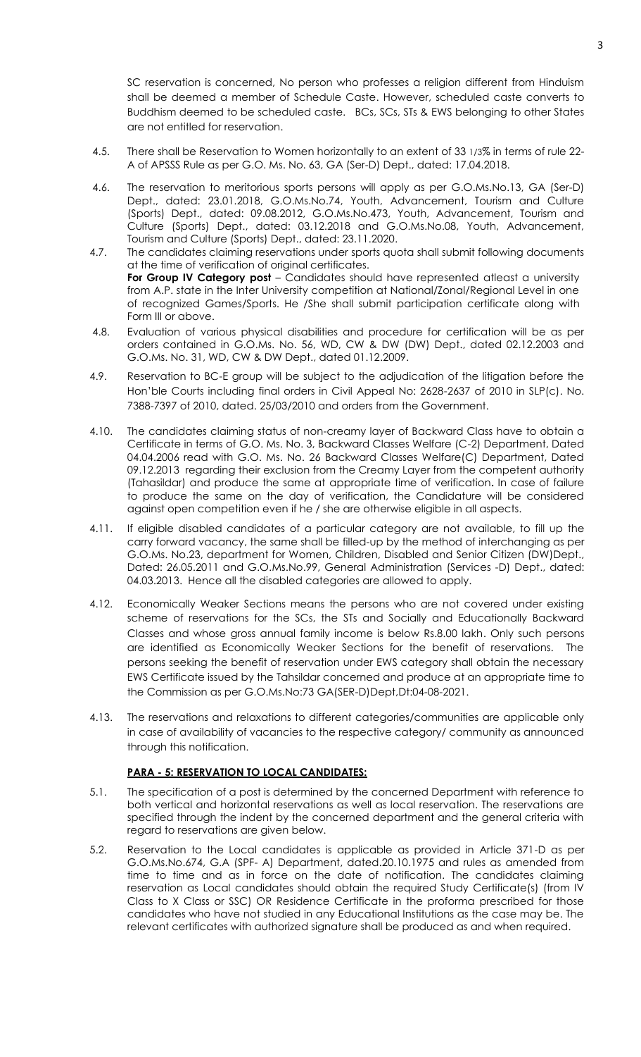SC reservation is concerned, No person who professes a religion different from Hinduism shall be deemed a member of Schedule Caste. However, scheduled caste converts to Buddhism deemed to be scheduled caste. BCs, SCs, STs & EWS belonging to other States are not entitled for reservation.

4.5. There shall be Reservation to Women horizontally to an extent of 33 1/3% in terms of rule 22-A of APSSS Rule as per G.O. Ms. No. 63, GA (Ser-D) Dept., dated: 17.04.2018.

4.6. The reservation to meritorious sports persons will apply as per G.O.Ms.No.13, GA (Ser-D) Dept., dated: 23.01.2018, G.O.Ms.No.74, Youth, Advancement, Tourism and Culture (Sports) Dept., dated: 09.08.2012, G.O.Ms.No.473, Youth, Advancement, Tourism and Culture (Sports) Dept., dated: 03.12.2018 and G.O.Ms.No.08, Youth, Advancement, Tourism and Culture (Sports) Dept., dated: 23.11.2020.

4.7. The candidates claiming reservations under sports quota shall submit following documents at the time of verification of original certificates.
**For Group IV Category post** – Candidates should have represented atleast a university from A.P. state in the Inter University competition at National/Zonal/Regional Level in one of recognized Games/Sports. He /She shall submit participation certificate along with Form III or above.

4.8. Evaluation of various physical disabilities and procedure for certification will be as per orders contained in G.O.Ms. No. 56, WD, CW & DW (DW) Dept., dated 02.12.2003 and G.O.Ms. No. 31, WD, CW & DW Dept., dated 01.12.2009.

4.9. Reservation to BC-E group will be subject to the adjudication of the litigation before the Hon'ble Courts including final orders in Civil Appeal No: 2628-2637 of 2010 in SLP(c). No. 7388-7397 of 2010, dated. 25/03/2010 and orders from the Government.

4.10. The candidates claiming status of non-creamy layer of Backward Class have to obtain a Certificate in terms of G.O. Ms. No. 3, Backward Classes Welfare (C-2) Department, Dated 04.04.2006 read with G.O. Ms. No. 26 Backward Classes Welfare(C) Department, Dated 09.12.2013 regarding their exclusion from the Creamy Layer from the competent authority (Tahasildar) and produce the same at appropriate time of verification**.** In case of failure to produce the same on the day of verification, the Candidature will be considered against open competition even if he / she are otherwise eligible in all aspects.

4.11. If eligible disabled candidates of a particular category are not available, to fill up the carry forward vacancy, the same shall be filled-up by the method of interchanging as per G.O.Ms. No.23, department for Women, Children, Disabled and Senior Citizen (DW)Dept., Dated: 26.05.2011 and G.O.Ms.No.99, General Administration (Services -D) Dept., dated: 04.03.2013. Hence all the disabled categories are allowed to apply.

4.12. Economically Weaker Sections means the persons who are not covered under existing scheme of reservations for the SCs, the STs and Socially and Educationally Backward Classes and whose gross annual family income is below Rs.8.00 lakh. Only such persons are identified as Economically Weaker Sections for the benefit of reservations. The persons seeking the benefit of reservation under EWS category shall obtain the necessary EWS Certificate issued by the Tahsildar concerned and produce at an appropriate time to the Commission as per G.O.Ms.No:73 GA(SER-D)Dept,Dt:04-08-2021.

4.13. The reservations and relaxations to different categories/communities are applicable only in case of availability of vacancies to the respective category/ community as announced through this notification.

## PARA - 5: RESERVATION TO LOCAL CANDIDATES:

5.1. The specification of a post is determined by the concerned Department with reference to both vertical and horizontal reservations as well as local reservation. The reservations are specified through the indent by the concerned department and the general criteria with regard to reservations are given below.

5.2. Reservation to the Local candidates is applicable as provided in Article 371-D as per G.O.Ms.No.674, G.A (SPF- A) Department, dated.20.10.1975 and rules as amended from time to time and as in force on the date of notification. The candidates claiming reservation as Local candidates should obtain the required Study Certificate(s) (from IV Class to X Class or SSC) OR Residence Certificate in the proforma prescribed for those candidates who have not studied in any Educational Institutions as the case may be. The relevant certificates with authorized signature shall be produced as and when required.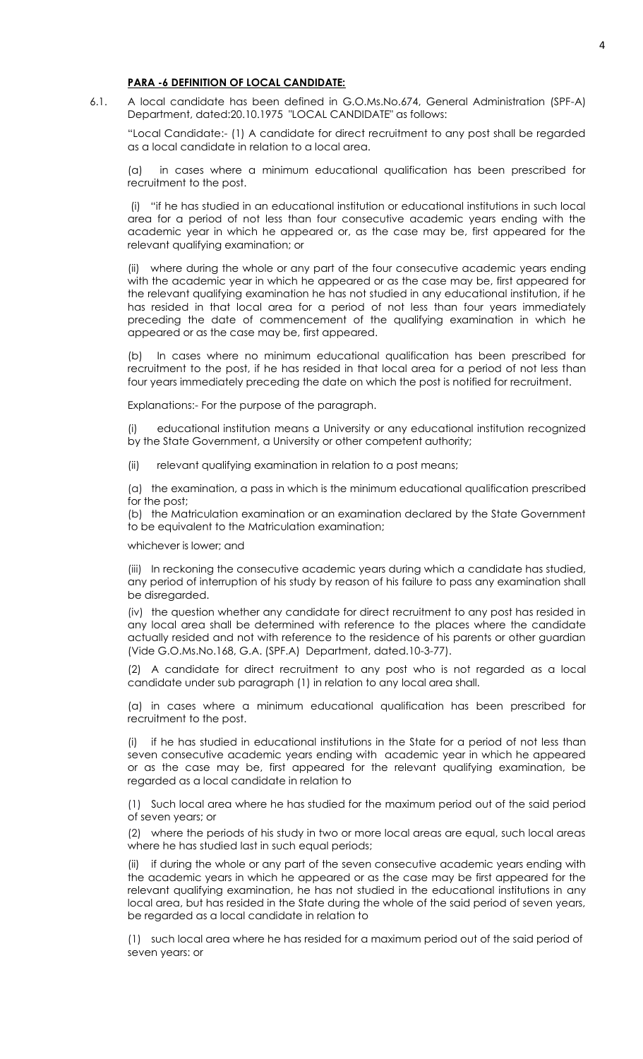**PARA -6 DEFINITION OF LOCAL CANDIDATE:**

6.1. A local candidate has been defined in G.O.Ms.No.674, General Administration (SPF-A) Department, dated:20.10.1975 "LOCAL CANDIDATE" as follows:

"Local Candidate:- (1) A candidate for direct recruitment to any post shall be regarded as a local candidate in relation to a local area.

(a) in cases where a minimum educational qualification has been prescribed for recruitment to the post.

(i) "if he has studied in an educational institution or educational institutions in such local area for a period of not less than four consecutive academic years ending with the academic year in which he appeared or, as the case may be, first appeared for the relevant qualifying examination; or

(ii) where during the whole or any part of the four consecutive academic years ending with the academic year in which he appeared or as the case may be, first appeared for the relevant qualifying examination he has not studied in any educational institution, if he has resided in that local area for a period of not less than four years immediately preceding the date of commencement of the qualifying examination in which he appeared or as the case may be, first appeared.

(b) In cases where no minimum educational qualification has been prescribed for recruitment to the post, if he has resided in that local area for a period of not less than four years immediately preceding the date on which the post is notified for recruitment.

Explanations:- For the purpose of the paragraph.

(i) educational institution means a University or any educational institution recognized by the State Government, a University or other competent authority;

(ii) relevant qualifying examination in relation to a post means;

(a) the examination, a pass in which is the minimum educational qualification prescribed for the post;
(b) the Matriculation examination or an examination declared by the State Government to be equivalent to the Matriculation examination;

whichever is lower; and

(iii) In reckoning the consecutive academic years during which a candidate has studied, any period of interruption of his study by reason of his failure to pass any examination shall be disregarded.

(iv) the question whether any candidate for direct recruitment to any post has resided in any local area shall be determined with reference to the places where the candidate actually resided and not with reference to the residence of his parents or other guardian (Vide G.O.Ms.No.168, G.A. (SPF.A) Department, dated.10-3-77).

(2) A candidate for direct recruitment to any post who is not regarded as a local candidate under sub paragraph (1) in relation to any local area shall.

(a) in cases where a minimum educational qualification has been prescribed for recruitment to the post.

(i) if he has studied in educational institutions in the State for a period of not less than seven consecutive academic years ending with academic year in which he appeared or as the case may be, first appeared for the relevant qualifying examination, be regarded as a local candidate in relation to

(1) Such local area where he has studied for the maximum period out of the said period of seven years; or

(2) where the periods of his study in two or more local areas are equal, such local areas where he has studied last in such equal periods;

(ii) if during the whole or any part of the seven consecutive academic years ending with the academic years in which he appeared or as the case may be first appeared for the relevant qualifying examination, he has not studied in the educational institutions in any local area, but has resided in the State during the whole of the said period of seven years, be regarded as a local candidate in relation to

(1) such local area where he has resided for a maximum period out of the said period of seven years: or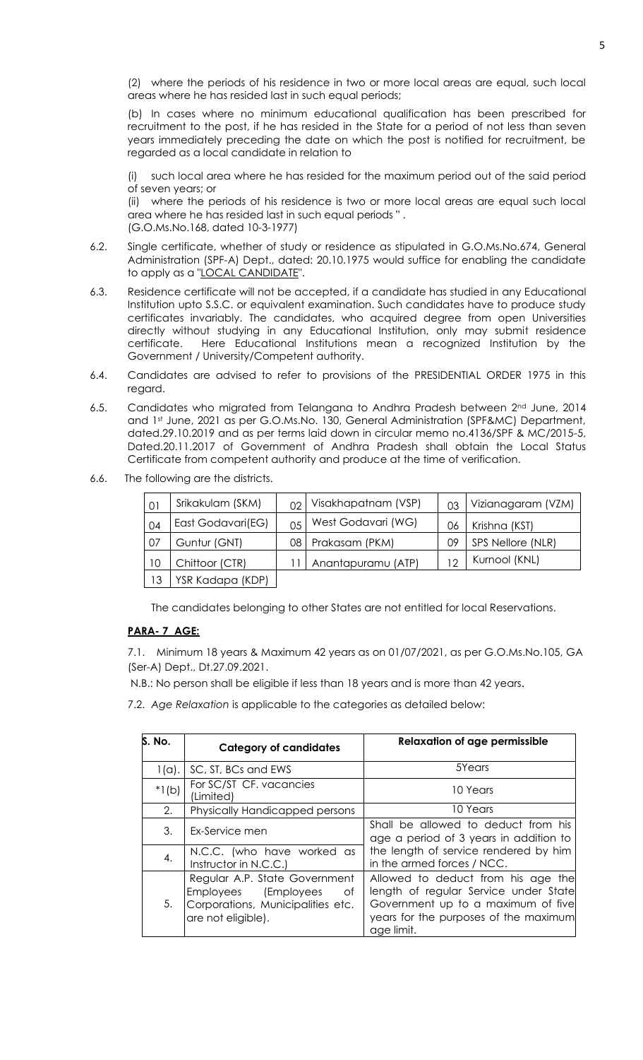(2) where the periods of his residence in two or more local areas are equal, such local areas where he has resided last in such equal periods;

(b) In cases where no minimum educational qualification has been prescribed for recruitment to the post, if he has resided in the State for a period of not less than seven years immediately preceding the date on which the post is notified for recruitment, be regarded as a local candidate in relation to

(i) such local area where he has resided for the maximum period out of the said period of seven years; or

(ii) where the periods of his residence is two or more local areas are equal such local area where he has resided last in such equal periods ".
(G.O.Ms.No.168, dated 10-3-1977)

6.2. Single certificate, whether of study or residence as stipulated in G.O.Ms.No.674, General Administration (SPF-A) Dept., dated: 20.10.1975 would suffice for enabling the candidate to apply as a "LOCAL CANDIDATE".

6.3. Residence certificate will not be accepted, if a candidate has studied in any Educational Institution upto S.S.C. or equivalent examination. Such candidates have to produce study certificates invariably. The candidates, who acquired degree from open Universities directly without studying in any Educational Institution, only may submit residence certificate. Here Educational Institutions mean a recognized Institution by the Government / University/Competent authority.

6.4. Candidates are advised to refer to provisions of the PRESIDENTIAL ORDER 1975 in this regard.

6.5. Candidates who migrated from Telangana to Andhra Pradesh between 2nd June, 2014 and 1st June, 2021 as per G.O.Ms.No. 130, General Administration (SPF&MC) Department, dated.29.10.2019 and as per terms laid down in circular memo no.4136/SPF & MC/2015-5, Dated.20.11.2017 of Government of Andhra Pradesh shall obtain the Local Status Certificate from competent authority and produce at the time of verification.

6.6. The following are the districts.

| | | | | | |
|---|---|---|---|---|---|
| 01 | Srikakulam (SKM) | 02 | Visakhapatnam (VSP) | 03 | Vizianagaram (VZM) |
| 04 | East Godavari(EG) | 05 | West Godavari (WG) | 06 | Krishna (KST) |
| 07 | Guntur (GNT) | 08 | Prakasam (PKM) | 09 | SPS Nellore (NLR) |
| 10 | Chittoor (CTR) | 11 | Anantapuramu (ATP) | 12 | Kurnool (KNL) |
| 13 | YSR Kadapa (KDP) | | | | |

The candidates belonging to other States are not entitled for local Reservations.

**PARA- 7 AGE:**

7.1. Minimum 18 years & Maximum 42 years as on 01/07/2021, as per G.O.Ms.No.105, GA (Ser-A) Dept., Dt.27.09.2021.

N.B.: No person shall be eligible if less than 18 years and is more than 42 years.

7.2. *Age Relaxation* is applicable to the categories as detailed below:

| S. No. | Category of candidates | Relaxation of age permissible |
|---|---|---|
| 1(a). | SC, ST, BCs and EWS | 5Years |
| *1(b) | For SC/ST CF. vacancies (Limited) | 10 Years |
| 2. | Physically Handicapped persons | 10 Years |
| 3. | Ex-Service men | Shall be allowed to deduct from his age a period of 3 years in addition to the length of service rendered by him in the armed forces / NCC. |
| 4. | N.C.C. (who have worked as Instructor in N.C.C.) | |
| 5. | Regular A.P. State Government Employees (Employees of Corporations, Municipalities etc. are not eligible). | Allowed to deduct from his age the length of regular Service under State Government up to a maximum of five years for the purposes of the maximum age limit. |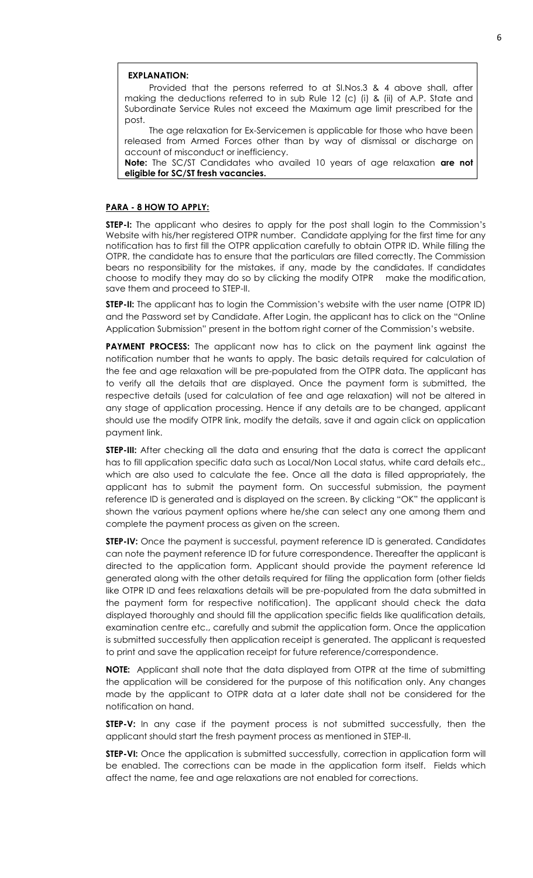**EXPLANATION:**

Provided that the persons referred to at Sl.Nos.3 & 4 above shall, after making the deductions referred to in sub Rule 12 (c) (i) & (ii) of A.P. State and Subordinate Service Rules not exceed the Maximum age limit prescribed for the post.

The age relaxation for Ex-Servicemen is applicable for those who have been released from Armed Forces other than by way of dismissal or discharge on account of misconduct or inefficiency.

**Note:** The SC/ST Candidates who availed 10 years of age relaxation **are not eligible for SC/ST fresh vacancies.**

## PARA - 8 HOW TO APPLY:

**STEP-I:** The applicant who desires to apply for the post shall login to the Commission's Website with his/her registered OTPR number. Candidate applying for the first time for any notification has to first fill the OTPR application carefully to obtain OTPR ID. While filling the OTPR, the candidate has to ensure that the particulars are filled correctly. The Commission bears no responsibility for the mistakes, if any, made by the candidates. If candidates choose to modify they may do so by clicking the modify OTPR make the modification, save them and proceed to STEP-II.

**STEP-II:** The applicant has to login the Commission's website with the user name (OTPR ID) and the Password set by Candidate. After Login, the applicant has to click on the "Online Application Submission" present in the bottom right corner of the Commission's website.

**PAYMENT PROCESS:** The applicant now has to click on the payment link against the notification number that he wants to apply. The basic details required for calculation of the fee and age relaxation will be pre-populated from the OTPR data. The applicant has to verify all the details that are displayed. Once the payment form is submitted, the respective details (used for calculation of fee and age relaxation) will not be altered in any stage of application processing. Hence if any details are to be changed, applicant should use the modify OTPR link, modify the details, save it and again click on application payment link.

**STEP-III:** After checking all the data and ensuring that the data is correct the applicant has to fill application specific data such as Local/Non Local status, white card details etc., which are also used to calculate the fee. Once all the data is filled appropriately, the applicant has to submit the payment form. On successful submission, the payment reference ID is generated and is displayed on the screen. By clicking "OK" the applicant is shown the various payment options where he/she can select any one among them and complete the payment process as given on the screen.

**STEP-IV:** Once the payment is successful, payment reference ID is generated. Candidates can note the payment reference ID for future correspondence. Thereafter the applicant is directed to the application form. Applicant should provide the payment reference Id generated along with the other details required for filing the application form (other fields like OTPR ID and fees relaxations details will be pre-populated from the data submitted in the payment form for respective notification). The applicant should check the data displayed thoroughly and should fill the application specific fields like qualification details, examination centre etc., carefully and submit the application form. Once the application is submitted successfully then application receipt is generated. The applicant is requested to print and save the application receipt for future reference/correspondence.

**NOTE:** Applicant shall note that the data displayed from OTPR at the time of submitting the application will be considered for the purpose of this notification only. Any changes made by the applicant to OTPR data at a later date shall not be considered for the notification on hand.

**STEP-V:** In any case if the payment process is not submitted successfully, then the applicant should start the fresh payment process as mentioned in STEP-II.

**STEP-VI:** Once the application is submitted successfully, correction in application form will be enabled. The corrections can be made in the application form itself. Fields which affect the name, fee and age relaxations are not enabled for corrections.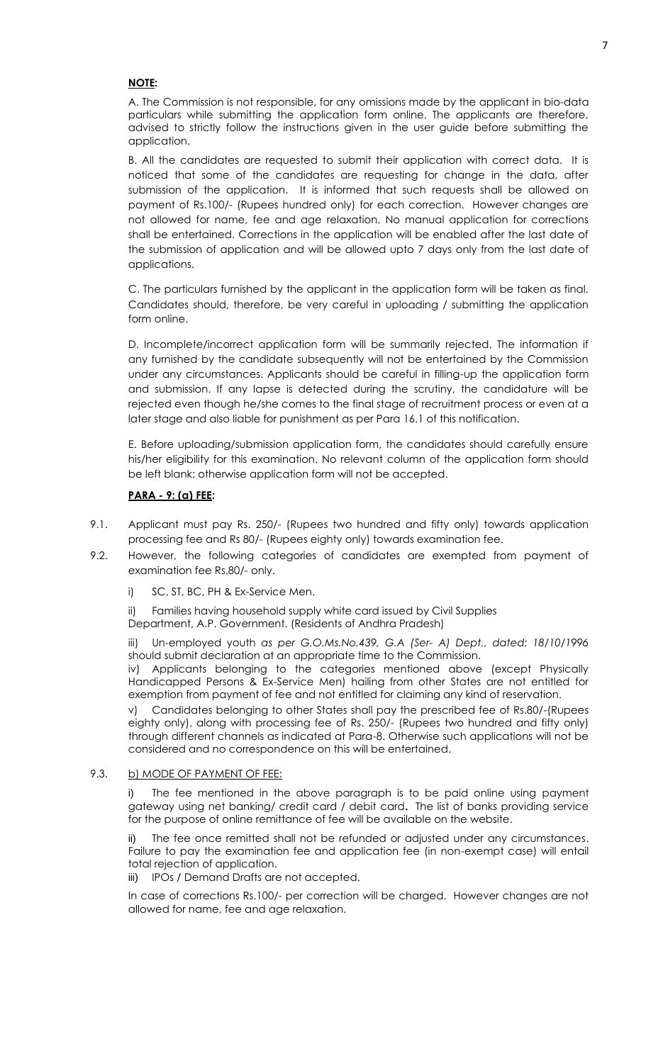**NOTE:**

A. The Commission is not responsible, for any omissions made by the applicant in bio-data particulars while submitting the application form online. The applicants are therefore, advised to strictly follow the instructions given in the user guide before submitting the application.

B. All the candidates are requested to submit their application with correct data. It is noticed that some of the candidates are requesting for change in the data, after submission of the application. It is informed that such requests shall be allowed on payment of Rs.100/- (Rupees hundred only) for each correction. However changes are not allowed for name, fee and age relaxation. No manual application for corrections shall be entertained. Corrections in the application will be enabled after the last date of the submission of application and will be allowed upto 7 days only from the last date of applications.

C. The particulars furnished by the applicant in the application form will be taken as final. Candidates should, therefore, be very careful in uploading / submitting the application form online.

D. Incomplete/incorrect application form will be summarily rejected. The information if any furnished by the candidate subsequently will not be entertained by the Commission under any circumstances. Applicants should be careful in filling-up the application form and submission. If any lapse is detected during the scrutiny, the candidature will be rejected even though he/she comes to the final stage of recruitment process or even at a later stage and also liable for punishment as per Para 16.1 of this notification.

E. Before uploading/submission application form, the candidates should carefully ensure his/her eligibility for this examination. No relevant column of the application form should be left blank; otherwise application form will not be accepted.

**PARA - 9: (a) FEE:**

9.1. Applicant must pay Rs. 250/- (Rupees two hundred and fifty only) towards application processing fee and Rs 80/- (Rupees eighty only) towards examination fee.

9.2. However, the following categories of candidates are exempted from payment of examination fee Rs.80/- only.

i) SC, ST, BC, PH & Ex-Service Men.

ii) Families having household supply white card issued by Civil Supplies Department, A.P. Government. (Residents of Andhra Pradesh)

iii) Un-employed youth *as per G.O.Ms.No.439, G.A (Ser- A) Dept., dated: 18/10/1996* should submit declaration at an appropriate time to the Commission.

iv) Applicants belonging to the categories mentioned above (except Physically Handicapped Persons & Ex-Service Men) hailing from other States are not entitled for exemption from payment of fee and not entitled for claiming any kind of reservation.

v) Candidates belonging to other States shall pay the prescribed fee of Rs.80/-(Rupees eighty only), along with processing fee of Rs. 250/- (Rupees two hundred and fifty only) through different channels as indicated at Para-8. Otherwise such applications will not be considered and no correspondence on this will be entertained.

9.3. b) MODE OF PAYMENT OF FEE:

i) The fee mentioned in the above paragraph is to be paid online using payment gateway using net banking/ credit card / debit card**.** The list of banks providing service for the purpose of online remittance of fee will be available on the website.

ii) The fee once remitted shall not be refunded or adjusted under any circumstances. Failure to pay the examination fee and application fee (in non-exempt case) will entail total rejection of application.

iii) IPOs / Demand Drafts are not accepted.

In case of corrections Rs.100/- per correction will be charged. However changes are not allowed for name, fee and age relaxation.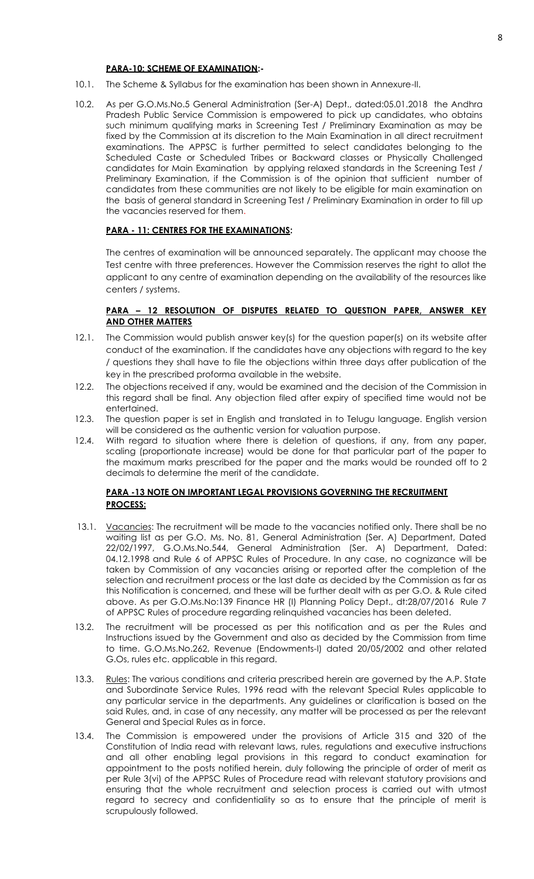## PARA-10: SCHEME OF EXAMINATION:-

10.1. The Scheme & Syllabus for the examination has been shown in Annexure-II.

10.2. As per G.O.Ms.No.5 General Administration (Ser-A) Dept., dated:05.01.2018 the Andhra Pradesh Public Service Commission is empowered to pick up candidates, who obtains such minimum qualifying marks in Screening Test / Preliminary Examination as may be fixed by the Commission at its discretion to the Main Examination in all direct recruitment examinations. The APPSC is further permitted to select candidates belonging to the Scheduled Caste or Scheduled Tribes or Backward classes or Physically Challenged candidates for Main Examination by applying relaxed standards in the Screening Test / Preliminary Examination, if the Commission is of the opinion that sufficient number of candidates from these communities are not likely to be eligible for main examination on the basis of general standard in Screening Test / Preliminary Examination in order to fill up the vacancies reserved for them.

## PARA - 11: CENTRES FOR THE EXAMINATIONS:

The centres of examination will be announced separately. The applicant may choose the Test centre with three preferences. However the Commission reserves the right to allot the applicant to any centre of examination depending on the availability of the resources like centers / systems.

## PARA – 12 RESOLUTION OF DISPUTES RELATED TO QUESTION PAPER, ANSWER KEY AND OTHER MATTERS

12.1. The Commission would publish answer key(s) for the question paper(s) on its website after conduct of the examination. If the candidates have any objections with regard to the key / questions they shall have to file the objections within three days after publication of the key in the prescribed proforma available in the website.

12.2. The objections received if any, would be examined and the decision of the Commission in this regard shall be final. Any objection filed after expiry of specified time would not be entertained.

12.3. The question paper is set in English and translated in to Telugu language. English version will be considered as the authentic version for valuation purpose.

12.4. With regard to situation where there is deletion of questions, if any, from any paper, scaling (proportionate increase) would be done for that particular part of the paper to the maximum marks prescribed for the paper and the marks would be rounded off to 2 decimals to determine the merit of the candidate.

## PARA -13 NOTE ON IMPORTANT LEGAL PROVISIONS GOVERNING THE RECRUITMENT PROCESS:

13.1. Vacancies: The recruitment will be made to the vacancies notified only. There shall be no waiting list as per G.O. Ms. No. 81, General Administration (Ser. A) Department, Dated 22/02/1997, G.O.Ms.No.544, General Administration (Ser. A) Department, Dated: 04.12.1998 and Rule 6 of APPSC Rules of Procedure. In any case, no cognizance will be taken by Commission of any vacancies arising or reported after the completion of the selection and recruitment process or the last date as decided by the Commission as far as this Notification is concerned, and these will be further dealt with as per G.O. & Rule cited above. As per G.O.Ms.No:139 Finance HR (I) Planning Policy Dept., dt:28/07/2016 Rule 7 of APPSC Rules of procedure regarding relinquished vacancies has been deleted.

13.2. The recruitment will be processed as per this notification and as per the Rules and Instructions issued by the Government and also as decided by the Commission from time to time. G.O.Ms.No.262, Revenue (Endowments-I) dated 20/05/2002 and other related G.Os, rules etc. applicable in this regard.

13.3. Rules: The various conditions and criteria prescribed herein are governed by the A.P. State and Subordinate Service Rules, 1996 read with the relevant Special Rules applicable to any particular service in the departments. Any guidelines or clarification is based on the said Rules, and, in case of any necessity, any matter will be processed as per the relevant General and Special Rules as in force.

13.4. The Commission is empowered under the provisions of Article 315 and 320 of the Constitution of India read with relevant laws, rules, regulations and executive instructions and all other enabling legal provisions in this regard to conduct examination for appointment to the posts notified herein, duly following the principle of order of merit as per Rule 3(vi) of the APPSC Rules of Procedure read with relevant statutory provisions and ensuring that the whole recruitment and selection process is carried out with utmost regard to secrecy and confidentiality so as to ensure that the principle of merit is scrupulously followed.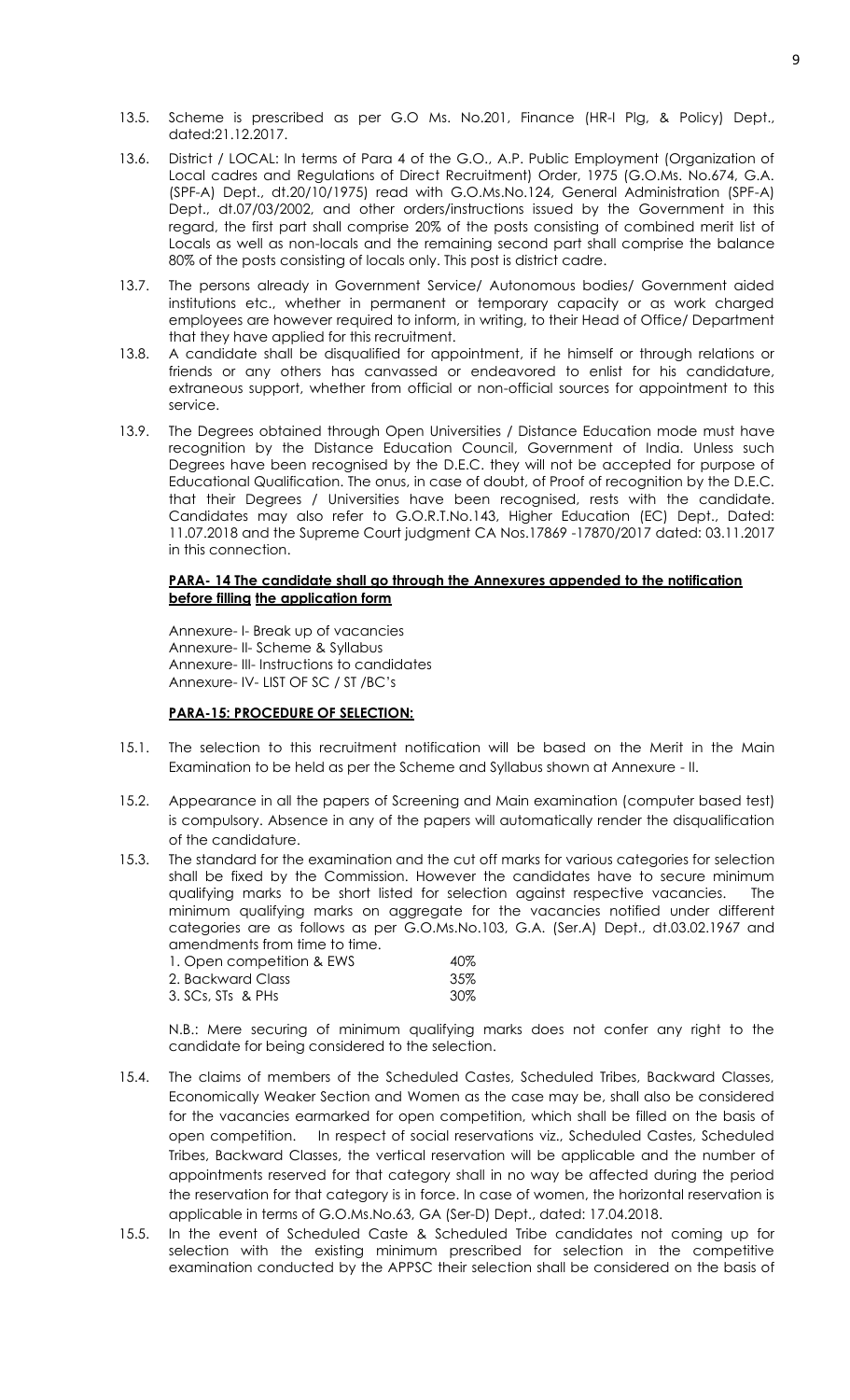13.5. Scheme is prescribed as per G.O Ms. No.201, Finance (HR-I Plg, & Policy) Dept., dated:21.12.2017.

13.6. District / LOCAL: In terms of Para 4 of the G.O., A.P. Public Employment (Organization of Local cadres and Regulations of Direct Recruitment) Order, 1975 (G.O.Ms. No.674, G.A. (SPF-A) Dept., dt.20/10/1975) read with G.O.Ms.No.124, General Administration (SPF-A) Dept., dt.07/03/2002, and other orders/instructions issued by the Government in this regard, the first part shall comprise 20% of the posts consisting of combined merit list of Locals as well as non-locals and the remaining second part shall comprise the balance 80% of the posts consisting of locals only. This post is district cadre.

13.7. The persons already in Government Service/ Autonomous bodies/ Government aided institutions etc., whether in permanent or temporary capacity or as work charged employees are however required to inform, in writing, to their Head of Office/ Department that they have applied for this recruitment.

13.8. A candidate shall be disqualified for appointment, if he himself or through relations or friends or any others has canvassed or endeavored to enlist for his candidature, extraneous support, whether from official or non-official sources for appointment to this service.

13.9. The Degrees obtained through Open Universities / Distance Education mode must have recognition by the Distance Education Council, Government of India. Unless such Degrees have been recognised by the D.E.C. they will not be accepted for purpose of Educational Qualification. The onus, in case of doubt, of Proof of recognition by the D.E.C. that their Degrees / Universities have been recognised, rests with the candidate. Candidates may also refer to G.O.R.T.No.143, Higher Education (EC) Dept., Dated: 11.07.2018 and the Supreme Court judgment CA Nos.17869 -17870/2017 dated: 03.11.2017 in this connection.

**PARA- 14 The candidate shall go through the Annexures appended to the notification before filling the application form**

Annexure- I- Break up of vacancies
Annexure- II- Scheme & Syllabus
Annexure- III- Instructions to candidates
Annexure- IV- LIST OF SC / ST /BC's

**PARA-15: PROCEDURE OF SELECTION:**

15.1. The selection to this recruitment notification will be based on the Merit in the Main Examination to be held as per the Scheme and Syllabus shown at Annexure - II.

15.2. Appearance in all the papers of Screening and Main examination (computer based test) is compulsory. Absence in any of the papers will automatically render the disqualification of the candidature.

15.3. The standard for the examination and the cut off marks for various categories for selection shall be fixed by the Commission. However the candidates have to secure minimum qualifying marks to be short listed for selection against respective vacancies. The minimum qualifying marks on aggregate for the vacancies notified under different categories are as follows as per G.O.Ms.No.103, G.A. (Ser.A) Dept., dt.03.02.1967 and amendments from time to time.

| | |
|---|---|
| 1. Open competition & EWS | 40% |
| 2. Backward Class | 35% |
| 3. SCs, STs & PHs | 30% |

N.B.: Mere securing of minimum qualifying marks does not confer any right to the candidate for being considered to the selection.

15.4. The claims of members of the Scheduled Castes, Scheduled Tribes, Backward Classes, Economically Weaker Section and Women as the case may be, shall also be considered for the vacancies earmarked for open competition, which shall be filled on the basis of open competition. In respect of social reservations viz., Scheduled Castes, Scheduled Tribes, Backward Classes, the vertical reservation will be applicable and the number of appointments reserved for that category shall in no way be affected during the period the reservation for that category is in force. In case of women, the horizontal reservation is applicable in terms of G.O.Ms.No.63, GA (Ser-D) Dept., dated: 17.04.2018.

15.5. In the event of Scheduled Caste & Scheduled Tribe candidates not coming up for selection with the existing minimum prescribed for selection in the competitive examination conducted by the APPSC their selection shall be considered on the basis of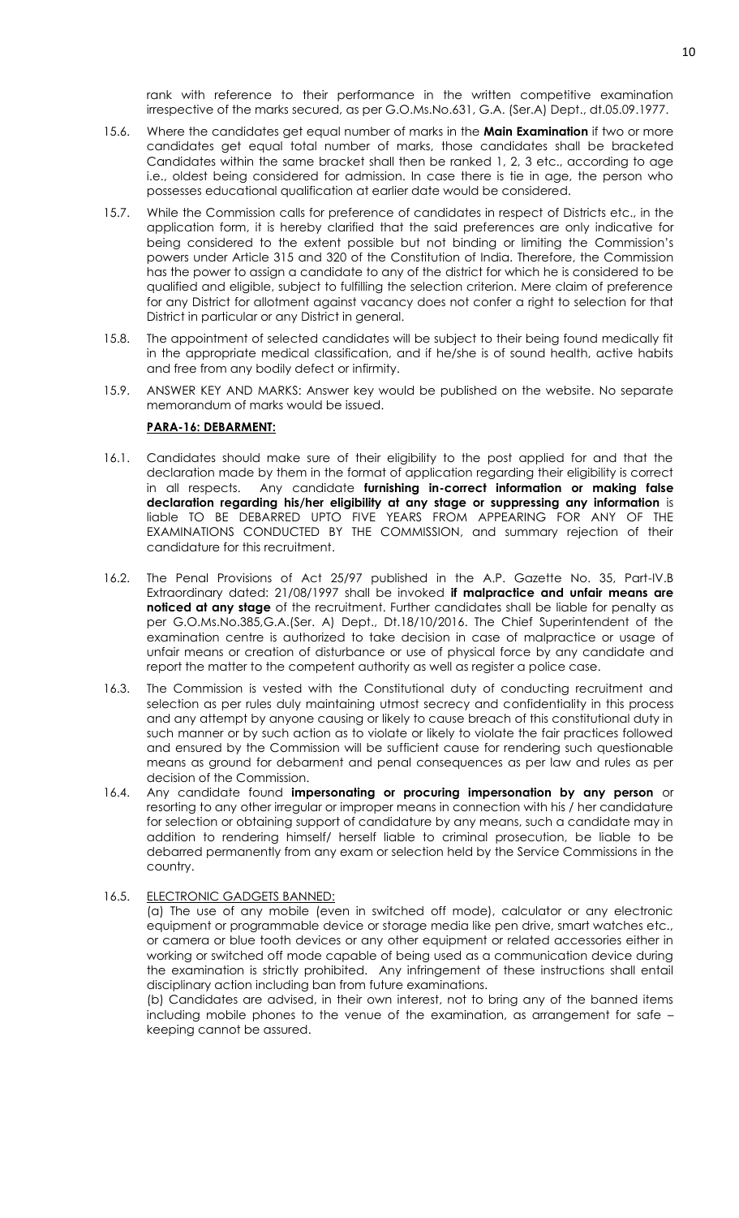rank with reference to their performance in the written competitive examination irrespective of the marks secured, as per G.O.Ms.No.631, G.A. (Ser.A) Dept., dt.05.09.1977.

15.6. Where the candidates get equal number of marks in the **Main Examination** if two or more candidates get equal total number of marks, those candidates shall be bracketed Candidates within the same bracket shall then be ranked 1, 2, 3 etc., according to age i.e., oldest being considered for admission. In case there is tie in age, the person who possesses educational qualification at earlier date would be considered.

15.7. While the Commission calls for preference of candidates in respect of Districts etc., in the application form, it is hereby clarified that the said preferences are only indicative for being considered to the extent possible but not binding or limiting the Commission's powers under Article 315 and 320 of the Constitution of India. Therefore, the Commission has the power to assign a candidate to any of the district for which he is considered to be qualified and eligible, subject to fulfilling the selection criterion. Mere claim of preference for any District for allotment against vacancy does not confer a right to selection for that District in particular or any District in general.

15.8. The appointment of selected candidates will be subject to their being found medically fit in the appropriate medical classification, and if he/she is of sound health, active habits and free from any bodily defect or infirmity.

15.9. ANSWER KEY AND MARKS: Answer key would be published on the website. No separate memorandum of marks would be issued.

**PARA-16: DEBARMENT:**

16.1. Candidates should make sure of their eligibility to the post applied for and that the declaration made by them in the format of application regarding their eligibility is correct in all respects. Any candidate **furnishing in-correct information or making false declaration regarding his/her eligibility at any stage or suppressing any information** is liable TO BE DEBARRED UPTO FIVE YEARS FROM APPEARING FOR ANY OF THE EXAMINATIONS CONDUCTED BY THE COMMISSION, and summary rejection of their candidature for this recruitment.

16.2. The Penal Provisions of Act 25/97 published in the A.P. Gazette No. 35, Part-IV.B Extraordinary dated: 21/08/1997 shall be invoked **if malpractice and unfair means are noticed at any stage** of the recruitment. Further candidates shall be liable for penalty as per G.O.Ms.No.385,G.A.(Ser. A) Dept., Dt.18/10/2016. The Chief Superintendent of the examination centre is authorized to take decision in case of malpractice or usage of unfair means or creation of disturbance or use of physical force by any candidate and report the matter to the competent authority as well as register a police case.

16.3. The Commission is vested with the Constitutional duty of conducting recruitment and selection as per rules duly maintaining utmost secrecy and confidentiality in this process and any attempt by anyone causing or likely to cause breach of this constitutional duty in such manner or by such action as to violate or likely to violate the fair practices followed and ensured by the Commission will be sufficient cause for rendering such questionable means as ground for debarment and penal consequences as per law and rules as per decision of the Commission.

16.4. Any candidate found **impersonating or procuring impersonation by any person** or resorting to any other irregular or improper means in connection with his / her candidature for selection or obtaining support of candidature by any means, such a candidate may in addition to rendering himself/ herself liable to criminal prosecution, be liable to be debarred permanently from any exam or selection held by the Service Commissions in the country.

16.5. ELECTRONIC GADGETS BANNED:

(a) The use of any mobile (even in switched off mode), calculator or any electronic equipment or programmable device or storage media like pen drive, smart watches etc., or camera or blue tooth devices or any other equipment or related accessories either in working or switched off mode capable of being used as a communication device during the examination is strictly prohibited. Any infringement of these instructions shall entail disciplinary action including ban from future examinations.

(b) Candidates are advised, in their own interest, not to bring any of the banned items including mobile phones to the venue of the examination, as arrangement for safe – keeping cannot be assured.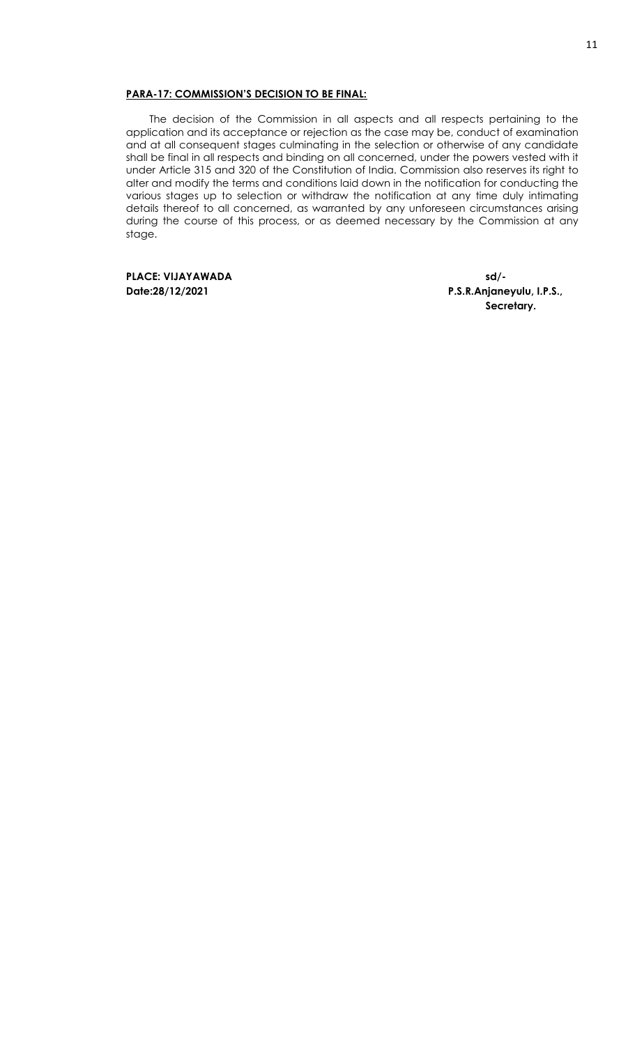**PARA-17: COMMISSION'S DECISION TO BE FINAL:**

The decision of the Commission in all aspects and all respects pertaining to the application and its acceptance or rejection as the case may be, conduct of examination and at all consequent stages culminating in the selection or otherwise of any candidate shall be final in all respects and binding on all concerned, under the powers vested with it under Article 315 and 320 of the Constitution of India. Commission also reserves its right to alter and modify the terms and conditions laid down in the notification for conducting the various stages up to selection or withdraw the notification at any time duly intimating details thereof to all concerned, as warranted by any unforeseen circumstances arising during the course of this process, or as deemed necessary by the Commission at any stage.

**PLACE: VIJAYAWADA**
**Date:28/12/2021**

**sd/-**
**P.S.R.Anjaneyulu, I.P.S.,**
**Secretary.**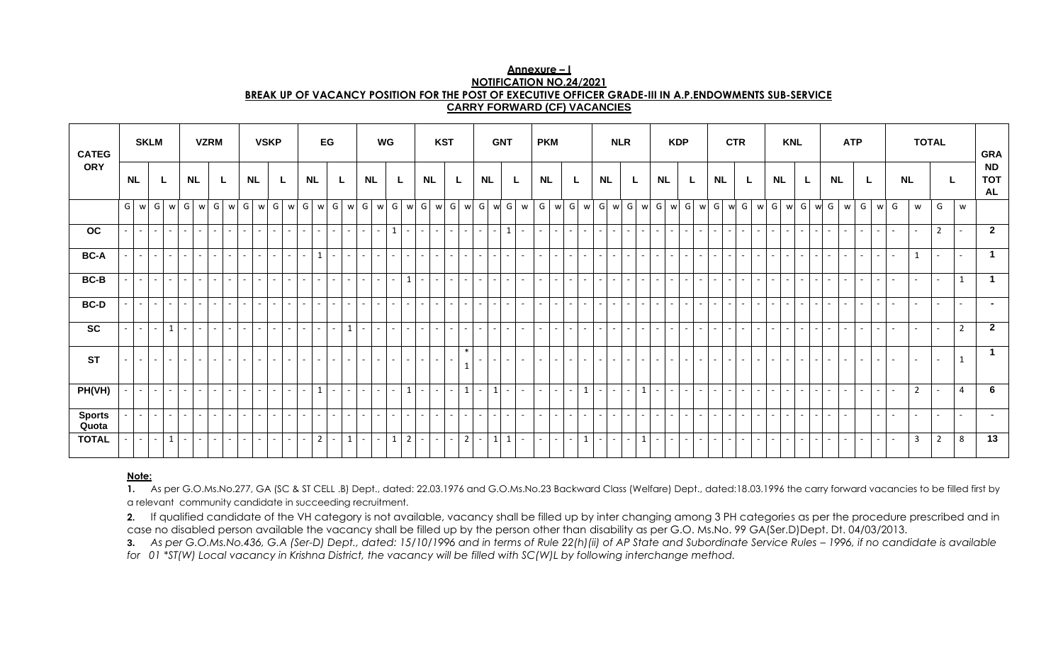**Annexure – I**
**NOTIFICATION NO.24/2021**
**BREAK UP OF VACANCY POSITION FOR THE POST OF EXECUTIVE OFFICER GRADE-III IN A.P.ENDOWMENTS SUB-SERVICE**
**CARRY FORWARD (CF) VACANCIES**

| CATEGORY | SKLM | | | | VZRM | | | | VSKP | | | | EG | | | | WG | | | | KST | | | | GNT | | | | PKM | | | | NLR | | | | KDP | | | | CTR | | | | KNL | | | | ATP | | | | TOTAL | | | | GRAND TOTAL |
|---|---|---|---|---|---|---|---|---|---|---|---|---|---|---|---|---|---|---|---|---|---|---|---|---|---|---|---|---|---|---|---|---|---|---|---|---|---|---|---|---|---|---|---|---|---|---|---|---|---|---|---|---|---|---|---|---|---|
| | NL | | L | | NL | | L | | NL | | L | | NL | | L | | NL | | L | | NL | | L | | NL | | L | | NL | | L | | NL | | L | | NL | | L | | NL | | L | | NL | | L | | NL | | L | | NL | | L | | |
| | G | w | G | w | G | w | G | w | G | w | G | w | G | w | G | w | G | w | G | w | G | w | G | w | G | w | G | w | G | w | G | w | G | w | G | w | G | w | G | w | G | w | G | w | G | w | G | w | G | w | G | w | G | w | G | w | |
| OC | - | - | - | - | - | - | - | - | - | - | - | - | - | - | - | - | - | - | 1 | - | - | - | - | - | - | - | 1 | - | - | - | - | - | - | - | - | - | - | - | - | - | - | - | - | - | - | - | - | - | - | - | - | - | - | - | 2 | - | 2 |
| BC-A | - | - | - | - | - | - | - | - | - | - | - | - | - | 1 | - | - | - | - | - | - | - | - | - | - | - | - | - | - | - | - | - | - | - | - | - | - | - | - | - | - | - | - | - | - | - | - | - | - | - | - | - | - | - | 1 | - | - | 1 |
| BC-B | - | - | - | - | - | - | - | - | - | - | - | - | - | - | - | - | - | - | - | 1 | - | - | - | - | - | - | - | - | - | - | - | - | - | - | - | - | - | - | - | - | - | - | - | - | - | - | - | - | - | - | - | - | - | - | - | 1 | 1 |
| BC-D | - | - | - | - | - | - | - | - | - | - | - | - | - | - | - | - | - | - | - | - | - | - | - | - | - | - | - | - | - | - | - | - | - | - | - | - | - | - | - | - | - | - | - | - | - | - | - | - | - | - | - | - | - | - | - | - | - |
| SC | - | - | - | 1 | - | - | - | - | - | - | - | - | - | - | - | 1 | - | - | - | - | - | - | - | - | - | - | - | - | - | - | - | - | - | - | - | - | - | - | - | - | - | - | - | - | - | - | - | - | - | - | - | - | - | - | - | 2 | 2 |
| ST | - | - | - | - | - | - | - | - | - | - | - | - | - | - | - | - | - | - | - | - | - | - | - | *1 | - | - | - | - | - | - | - | - | - | - | - | - | - | - | - | - | - | - | - | - | - | - | - | - | - | - | - | - | - | - | - | 1 | 1 |
| PH(VH) | - | - | - | - | - | - | - | - | - | - | - | - | - | 1 | - | - | - | - | - | 1 | - | - | - | 1 | - | 1 | - | - | - | - | - | 1 | - | - | - | 1 | - | - | - | - | - | - | - | - | - | - | - | - | - | - | - | - | - | 2 | - | 4 | 6 |
| Sports Quota | - | - | - | - | - | - | - | - | - | - | - | - | - | - | - | - | - | - | - | - | - | - | - | - | - | - | - | - | - | - | - | - | - | - | - | - | - | - | - | - | - | - | - | - | - | - | - | - | - | - | - | - | - | - | - | - | - |
| TOTAL | - | - | - | 1 | - | - | - | - | - | - | - | - | - | 2 | - | 1 | - | - | 1 | 2 | - | - | - | 2 | - | 1 | 1 | - | - | - | - | 1 | - | - | - | 1 | - | - | - | - | - | - | - | - | - | - | - | - | - | - | - | - | - | 3 | 2 | 8 | 13 |

**Note:**

1. As per G.O.Ms.No.277, GA (SC & ST CELL .B) Dept., dated: 22.03.1976 and G.O.Ms.No.23 Backward Class (Welfare) Dept., dated:18.03.1996 the carry forward vacancies to be filled first by a relevant community candidate in succeeding recruitment.
2. If qualified candidate of the VH category is not available, vacancy shall be filled up by inter changing among 3 PH categories as per the procedure prescribed and in case no disabled person available the vacancy shall be filled up by the person other than disability as per G.O. Ms.No. 99 GA(Ser.D)Dept. Dt. 04/03/2013.
3. *As per G.O.Ms.No.436, G.A (Ser-D) Dept., dated: 15/10/1996 and in terms of Rule 22(h)(ii) of AP State and Subordinate Service Rules – 1996, if no candidate is available for 01 *ST(W) Local vacancy in Krishna District, the vacancy will be filled with SC(W)L by following interchange method.*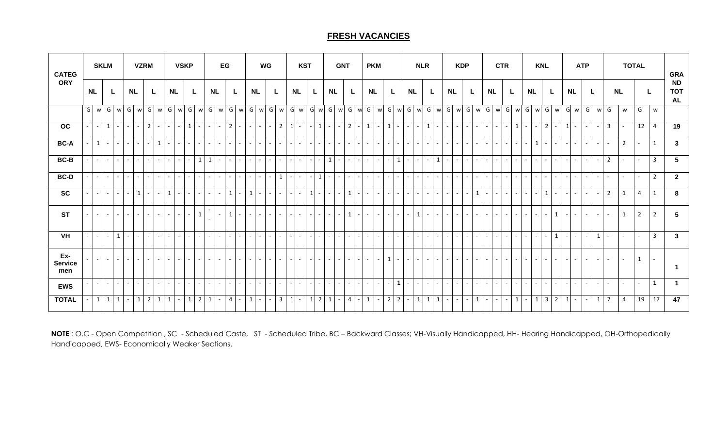## FRESH VACANCIES

| CATEGORY | SKLM | | | | VZRM | | | | VSKP | | | | EG | | | | WG | | | | KST | | | | GNT | | | | PKM | | | | NLR | | | | KDP | | | | CTR | | | | KNL | | | | ATP | | | | TOTAL | | | | GRAND TOTAL |
|---|---|---|---|---|---|---|---|---|---|---|---|---|---|---|---|---|---|---|---|---|---|---|---|---|---|---|---|---|---|---|---|---|---|---|---|---|---|---|---|---|---|---|---|---|---|---|---|---|---|---|---|---|---|---|---|---|---|
| | NL | | L | | NL | | L | | NL | | L | | NL | | L | | NL | | L | | NL | | L | | NL | | L | | NL | | L | | NL | | L | | NL | | L | | NL | | L | | NL | | L | | NL | | L | | NL | | L | | |
| | G | w | G | w | G | w | G | w | G | w | G | w | G | w | G | w | G | w | G | w | G | w | G | w | G | w | G | w | G | w | G | w | G | w | G | w | G | w | G | w | G | w | G | w | G | w | G | w | G | w | G | w | G | w | G | w | |
| **OC** | - | - | 1 | - | - | - | 2 | - | - | - | 1 | - | - | - | 2 | - | - | - | - | 2 | 1 | - | - | 1 | - | - | 2 | - | 1 | - | 1 | - | - | - | 1 | - | - | - | - | - | - | - | - | 1 | - | - | 2 | - | 1 | - | - | - | 3 | - | 12 | 4 | **19** |
| **BC-A** | - | 1 | - | - | - | - | - | 1 | - | - | - | - | - | - | - | - | - | - | - | - | - | - | - | - | - | - | - | - | - | - | - | - | - | - | - | - | - | - | - | - | - | - | - | - | - | 1 | - | - | - | - | - | - | - | 2 | - | 1 | **3** |
| **BC-B** | - | - | - | - | - | - | - | - | - | - | - | 1 | 1 | - | - | - | - | - | - | - | - | - | - | - | 1 | - | - | - | - | - | - | 1 | - | - | - | 1 | - | - | - | - | - | - | - | - | - | - | - | - | - | - | - | - | 2 | - | - | 3 | **5** |
| **BC-D** | - | - | - | - | - | - | - | - | - | - | - | - | - | - | - | - | - | - | - | 1 | - | - | - | 1 | - | - | - | - | - | - | - | - | - | - | - | - | - | - | - | - | - | - | - | - | - | - | - | - | - | - | - | - | - | - | - | 2 | **2** |
| **SC** | - | - | - | - | - | 1 | - | - | 1 | - | - | - | - | - | 1 | - | 1 | - | - | - | - | - | 1 | - | - | - | 1 | - | - | - | - | - | - | - | - | - | - | - | - | 1 | - | - | - | - | - | - | 1 | - | - | - | - | - | 2 | 1 | 4 | 1 | **8** |
| **ST** | - | - | - | - | - | - | - | - | - | - | - | 1 | - | - | 1 | - | - | - | - | - | - | - | - | - | - | - | 1 | - | - | - | - | - | - | 1 | - | - | - | - | - | - | - | - | - | - | - | - | - | 1 | - | - | - | - | - | 1 | 2 | 2 | **5** |
| **VH** | - | - | - | 1 | - | - | - | - | - | - | - | - | - | - | - | - | - | - | - | - | - | - | - | - | - | - | - | - | - | - | - | - | - | - | - | - | - | - | - | - | - | - | - | - | - | - | - | 1 | - | - | - | 1 | - | - | - | 3 | **3** |
| **Ex-Service men** | - | - | - | - | - | - | - | - | - | - | - | - | - | - | - | - | - | - | - | - | - | - | - | - | - | - | - | - | - | - | 1 | - | - | - | - | - | - | - | - | - | - | - | - | - | - | - | - | - | - | - | - | - | - | - | 1 | - | **1** |
| **EWS** | - | - | - | - | - | - | - | - | - | - | - | - | - | - | - | - | - | - | - | - | - | - | - | - | - | - | - | - | - | - | - | **1** | - | - | - | - | - | - | - | - | - | - | - | - | - | - | - | - | - | - | - | - | - | - | - | **1** | **1** |
| **TOTAL** | - | 1 | 1 | 1 | - | 1 | 2 | 1 | 1 | - | 1 | 2 | 1 | - | 4 | - | 1 | - | - | 3 | 1 | - | 1 | 2 | 1 | - | 4 | - | 1 | - | 2 | 2 | - | 1 | 1 | 1 | - | - | - | 1 | - | - | - | 1 | - | 1 | 3 | 2 | 1 | - | - | 1 | 7 | 4 | 19 | 17 | **47** |

**NOTE** : O.C - Open Competition , SC - Scheduled Caste, ST - Scheduled Tribe, BC – Backward Classes; VH-Visually Handicapped, HH- Hearing Handicapped, OH-Orthopedically Handicapped, EWS- Economically Weaker Sections.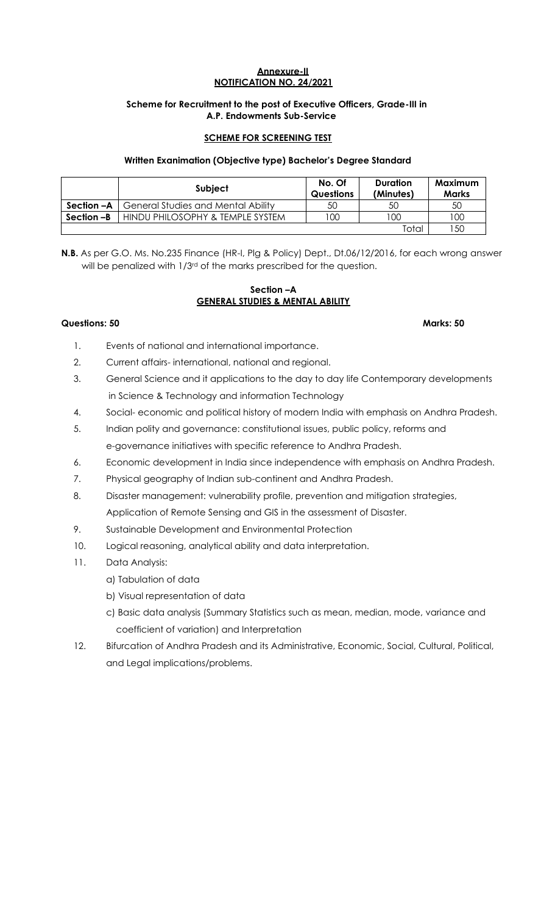**Annexure-II**
**NOTIFICATION NO. 24/2021**

**Scheme for Recruitment to the post of Executive Officers, Grade-III in A.P. Endowments Sub-Service**

**SCHEME FOR SCREENING TEST**

**Written Exanimation (Objective type) Bachelor's Degree Standard**

| | Subject | No. Of Questions | Duration (Minutes) | Maximum Marks |
|---|---|---|---|---|
| **Section –A** | General Studies and Mental Ability | 50 | 50 | 50 |
| **Section –B** | HINDU PHILOSOPHY & TEMPLE SYSTEM | 100 | 100 | 100 |
| | | | Total | 150 |

**N.B.** As per G.O. Ms. No.235 Finance (HR-I, Plg & Policy) Dept., Dt.06/12/2016, for each wrong answer will be penalized with 1/3rd of the marks prescribed for the question.

**Section –A**
**GENERAL STUDIES & MENTAL ABILITY**

**Questions: 50** **Marks: 50**

1. Events of national and international importance.
2. Current affairs- international, national and regional.
3. General Science and it applications to the day to day life Contemporary developments in Science & Technology and information Technology
4. Social- economic and political history of modern India with emphasis on Andhra Pradesh.
5. Indian polity and governance: constitutional issues, public policy, reforms and e-governance initiatives with specific reference to Andhra Pradesh.
6. Economic development in India since independence with emphasis on Andhra Pradesh.
7. Physical geography of Indian sub-continent and Andhra Pradesh.
8. Disaster management: vulnerability profile, prevention and mitigation strategies, Application of Remote Sensing and GIS in the assessment of Disaster.
9. Sustainable Development and Environmental Protection
10. Logical reasoning, analytical ability and data interpretation.
11. Data Analysis:
    a) Tabulation of data
    b) Visual representation of data
    c) Basic data analysis (Summary Statistics such as mean, median, mode, variance and coefficient of variation) and Interpretation
12. Bifurcation of Andhra Pradesh and its Administrative, Economic, Social, Cultural, Political, and Legal implications/problems.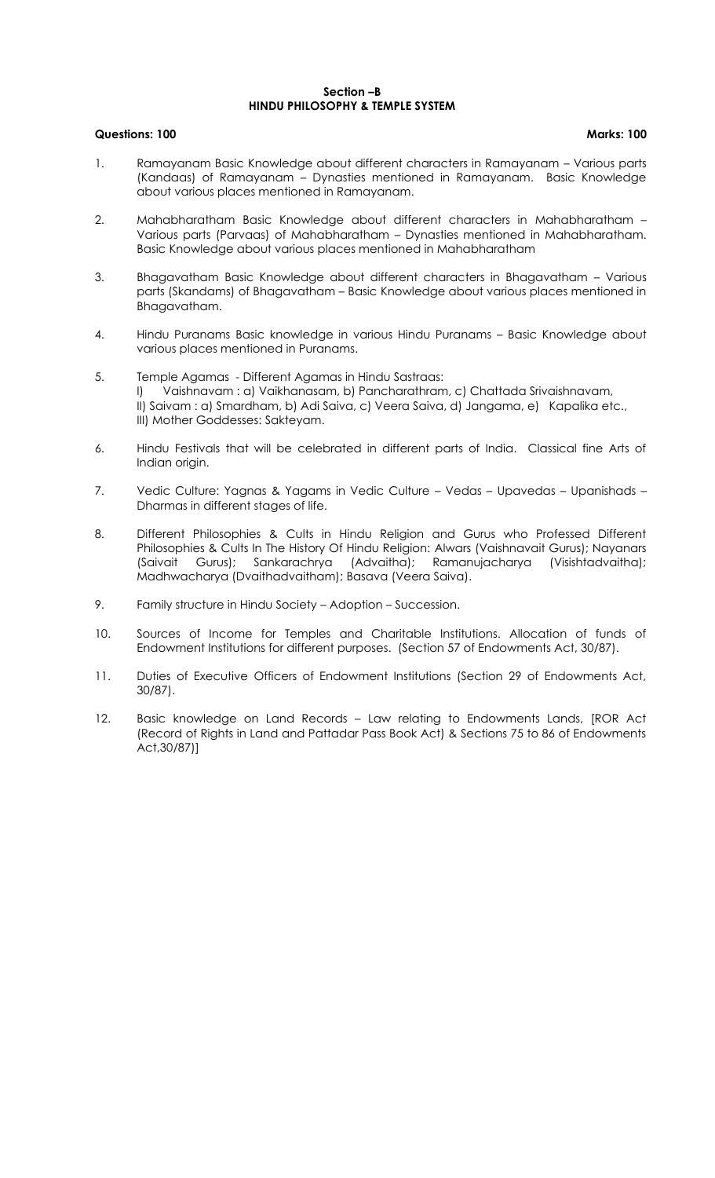**Section –B**
**HINDU PHILOSOPHY & TEMPLE SYSTEM**

**Questions: 100** **Marks: 100**

1. Ramayanam Basic Knowledge about different characters in Ramayanam – Various parts (Kandaas) of Ramayanam – Dynasties mentioned in Ramayanam. Basic Knowledge about various places mentioned in Ramayanam.

2. Mahabharatham Basic Knowledge about different characters in Mahabharatham – Various parts (Parvaas) of Mahabharatham – Dynasties mentioned in Mahabharatham. Basic Knowledge about various places mentioned in Mahabharatham

3. Bhagavatham Basic Knowledge about different characters in Bhagavatham – Various parts (Skandams) of Bhagavatham – Basic Knowledge about various places mentioned in Bhagavatham.

4. Hindu Puranams Basic knowledge in various Hindu Puranams – Basic Knowledge about various places mentioned in Puranams.

5. Temple Agamas - Different Agamas in Hindu Sastraas:
   I) Vaishnavam : a) Vaikhanasam, b) Pancharathram, c) Chattada Srivaishnavam,
   II) Saivam : a) Smardham, b) Adi Saiva, c) Veera Saiva, d) Jangama, e) Kapalika etc.,
   III) Mother Goddesses: Sakteyam.

6. Hindu Festivals that will be celebrated in different parts of India. Classical fine Arts of Indian origin.

7. Vedic Culture: Yagnas & Yagams in Vedic Culture – Vedas – Upavedas – Upanishads – Dharmas in different stages of life.

8. Different Philosophies & Cults in Hindu Religion and Gurus who Professed Different Philosophies & Cults In The History Of Hindu Religion: Alwars (Vaishnavait Gurus); Nayanars (Saivait Gurus); Sankarachrya (Advaitha); Ramanujacharya (Visishtadvaitha); Madhwacharya (Dvaithadvaitham); Basava (Veera Saiva).

9. Family structure in Hindu Society – Adoption – Succession.

10. Sources of Income for Temples and Charitable Institutions. Allocation of funds of Endowment Institutions for different purposes. (Section 57 of Endowments Act, 30/87).

11. Duties of Executive Officers of Endowment Institutions (Section 29 of Endowments Act, 30/87).

12. Basic knowledge on Land Records – Law relating to Endowments Lands, [ROR Act (Record of Rights in Land and Pattadar Pass Book Act) & Sections 75 to 86 of Endowments Act,30/87)]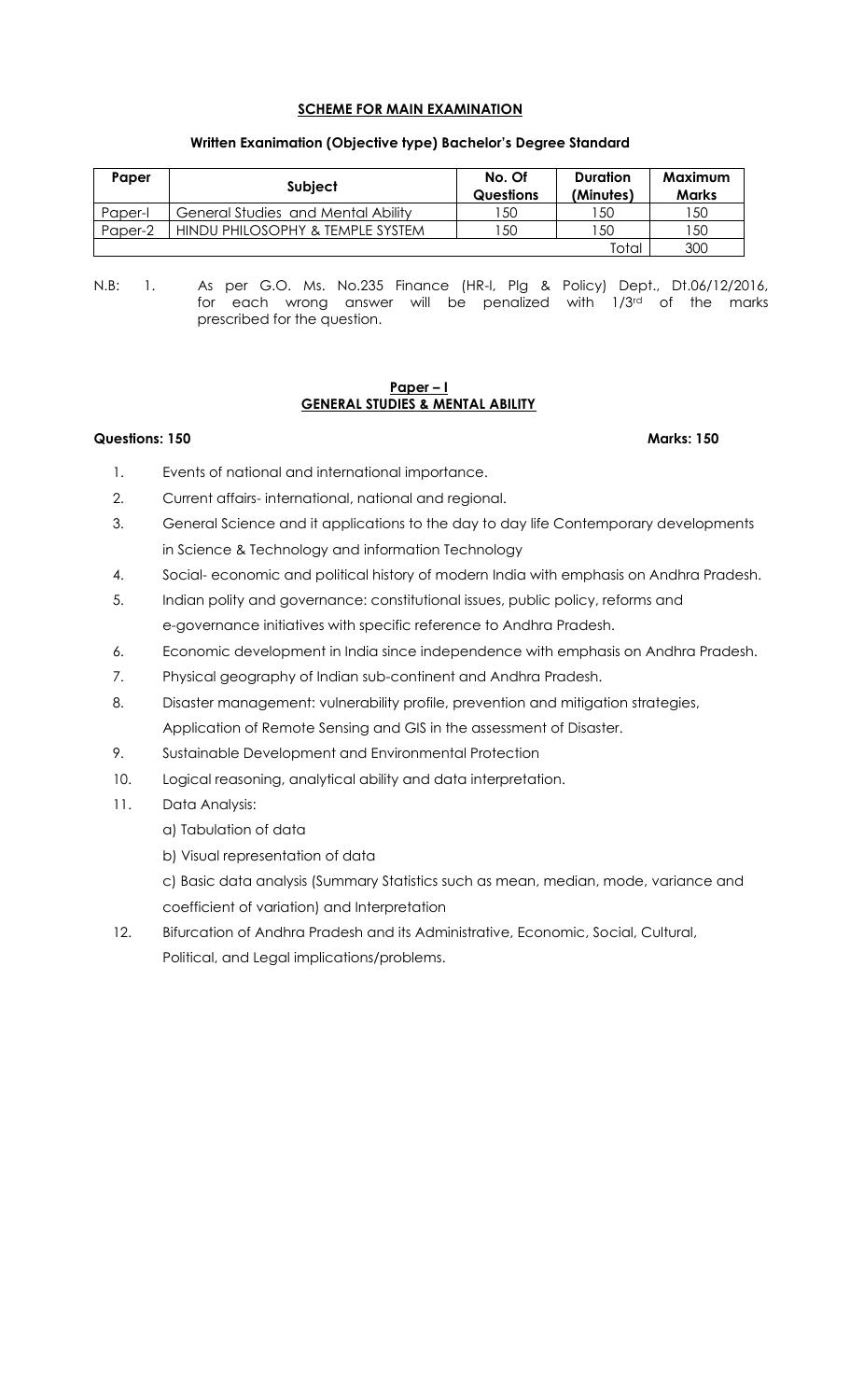## SCHEME FOR MAIN EXAMINATION

### Written Exanimation (Objective type) Bachelor's Degree Standard

| Paper | Subject | No. Of Questions | Duration (Minutes) | Maximum Marks |
|---|---|---|---|---|
| Paper-I | General Studies and Mental Ability | 150 | 150 | 150 |
| Paper-2 | HINDU PHILOSOPHY & TEMPLE SYSTEM | 150 | 150 | 150 |
| | | | Total | 300 |

N.B: 1. As per G.O. Ms. No.235 Finance (HR-I, Plg & Policy) Dept., Dt.06/12/2016, for each wrong answer will be penalized with 1/3rd of the marks prescribed for the question.

## Paper – I
## GENERAL STUDIES & MENTAL ABILITY

**Questions: 150** **Marks: 150**

1. Events of national and international importance.
2. Current affairs- international, national and regional.
3. General Science and it applications to the day to day life Contemporary developments in Science & Technology and information Technology
4. Social- economic and political history of modern India with emphasis on Andhra Pradesh.
5. Indian polity and governance: constitutional issues, public policy, reforms and e-governance initiatives with specific reference to Andhra Pradesh.
6. Economic development in India since independence with emphasis on Andhra Pradesh.
7. Physical geography of Indian sub-continent and Andhra Pradesh.
8. Disaster management: vulnerability profile, prevention and mitigation strategies, Application of Remote Sensing and GIS in the assessment of Disaster.
9. Sustainable Development and Environmental Protection
10. Logical reasoning, analytical ability and data interpretation.
11. Data Analysis:
    a) Tabulation of data
    b) Visual representation of data
    c) Basic data analysis (Summary Statistics such as mean, median, mode, variance and coefficient of variation) and Interpretation
12. Bifurcation of Andhra Pradesh and its Administrative, Economic, Social, Cultural, Political, and Legal implications/problems.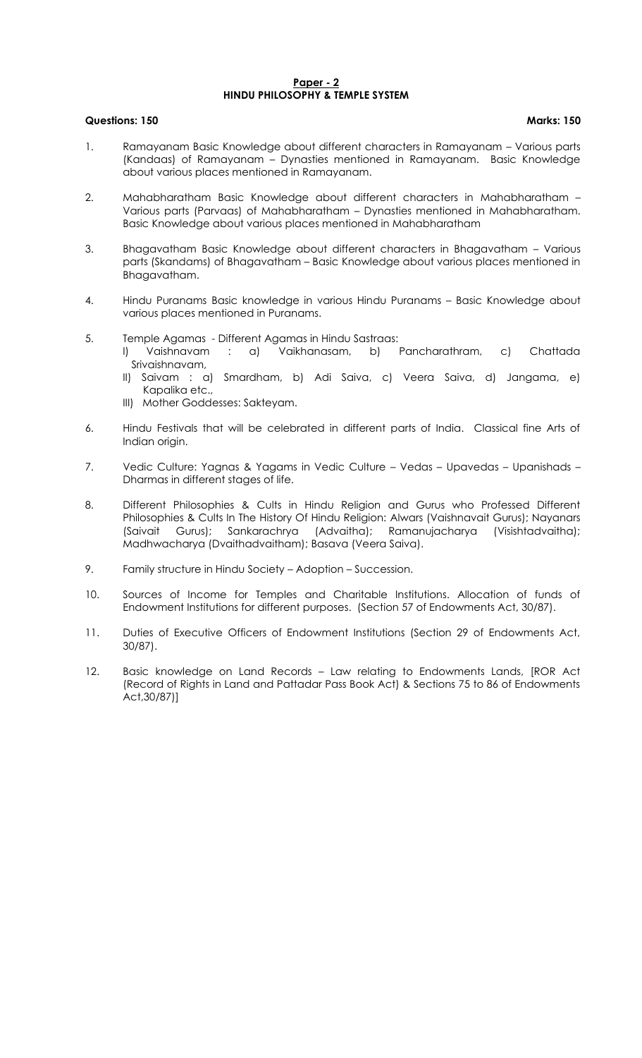## Paper - 2

## HINDU PHILOSOPHY & TEMPLE SYSTEM

**Questions: 150** **Marks: 150**

1. Ramayanam Basic Knowledge about different characters in Ramayanam – Various parts (Kandaas) of Ramayanam – Dynasties mentioned in Ramayanam. Basic Knowledge about various places mentioned in Ramayanam.

2. Mahabharatham Basic Knowledge about different characters in Mahabharatham – Various parts (Parvaas) of Mahabharatham – Dynasties mentioned in Mahabharatham. Basic Knowledge about various places mentioned in Mahabharatham

3. Bhagavatham Basic Knowledge about different characters in Bhagavatham – Various parts (Skandams) of Bhagavatham – Basic Knowledge about various places mentioned in Bhagavatham.

4. Hindu Puranams Basic knowledge in various Hindu Puranams – Basic Knowledge about various places mentioned in Puranams.

5. Temple Agamas - Different Agamas in Hindu Sastraas:
   I) Vaishnavam : a) Vaikhanasam, b) Pancharathram, c) Chattada Srivaishnavam,
   II) Saivam : a) Smardham, b) Adi Saiva, c) Veera Saiva, d) Jangama, e) Kapalika etc.,
   III) Mother Goddesses: Sakteyam.

6. Hindu Festivals that will be celebrated in different parts of India. Classical fine Arts of Indian origin.

7. Vedic Culture: Yagnas & Yagams in Vedic Culture – Vedas – Upavedas – Upanishads – Dharmas in different stages of life.

8. Different Philosophies & Cults in Hindu Religion and Gurus who Professed Different Philosophies & Cults In The History Of Hindu Religion: Alwars (Vaishnavait Gurus); Nayanars (Saivait Gurus); Sankarachrya (Advaitha); Ramanujacharya (Visishtadvaitha); Madhwacharya (Dvaithadvaitham); Basava (Veera Saiva).

9. Family structure in Hindu Society – Adoption – Succession.

10. Sources of Income for Temples and Charitable Institutions. Allocation of funds of Endowment Institutions for different purposes. (Section 57 of Endowments Act, 30/87).

11. Duties of Executive Officers of Endowment Institutions (Section 29 of Endowments Act, 30/87).

12. Basic knowledge on Land Records – Law relating to Endowments Lands, [ROR Act (Record of Rights in Land and Pattadar Pass Book Act) & Sections 75 to 86 of Endowments Act,30/87)]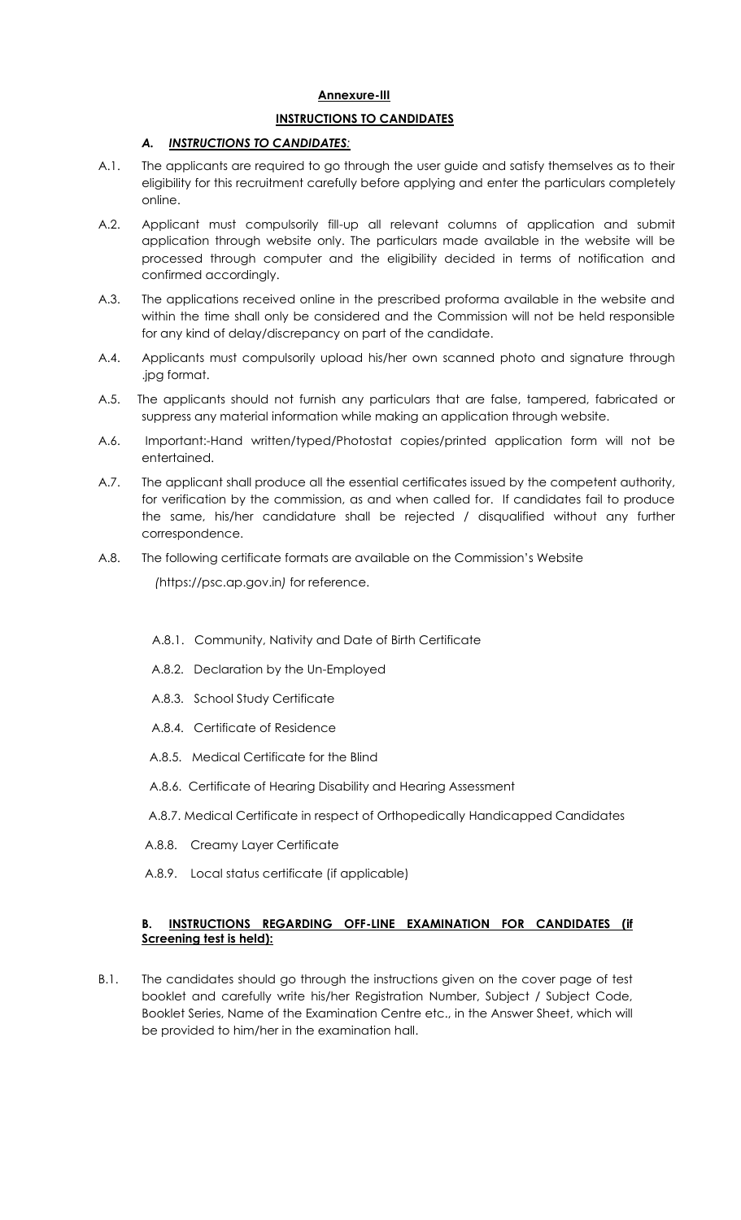**Annexure-III**

**INSTRUCTIONS TO CANDIDATES**

***A. INSTRUCTIONS TO CANDIDATES:***

A.1. The applicants are required to go through the user guide and satisfy themselves as to their eligibility for this recruitment carefully before applying and enter the particulars completely online.

A.2. Applicant must compulsorily fill-up all relevant columns of application and submit application through website only. The particulars made available in the website will be processed through computer and the eligibility decided in terms of notification and confirmed accordingly.

A.3. The applications received online in the prescribed proforma available in the website and within the time shall only be considered and the Commission will not be held responsible for any kind of delay/discrepancy on part of the candidate.

A.4. Applicants must compulsorily upload his/her own scanned photo and signature through .jpg format.

A.5. The applicants should not furnish any particulars that are false, tampered, fabricated or suppress any material information while making an application through website.

A.6. Important:-Hand written/typed/Photostat copies/printed application form will not be entertained.

A.7. The applicant shall produce all the essential certificates issued by the competent authority, for verification by the commission, as and when called for. If candidates fail to produce the same, his/her candidature shall be rejected / disqualified without any further correspondence.

A.8. The following certificate formats are available on the Commission's Website (https://psc.ap.gov.in) for reference.

- A.8.1. Community, Nativity and Date of Birth Certificate
- A.8.2. Declaration by the Un-Employed
- A.8.3. School Study Certificate
- A.8.4. Certificate of Residence
- A.8.5. Medical Certificate for the Blind
- A.8.6. Certificate of Hearing Disability and Hearing Assessment
- A.8.7. Medical Certificate in respect of Orthopedically Handicapped Candidates
- A.8.8. Creamy Layer Certificate
- A.8.9. Local status certificate (if applicable)

**B. INSTRUCTIONS REGARDING OFF-LINE EXAMINATION FOR CANDIDATES (if Screening test is held):**

B.1. The candidates should go through the instructions given on the cover page of test booklet and carefully write his/her Registration Number, Subject / Subject Code, Booklet Series, Name of the Examination Centre etc., in the Answer Sheet, which will be provided to him/her in the examination hall.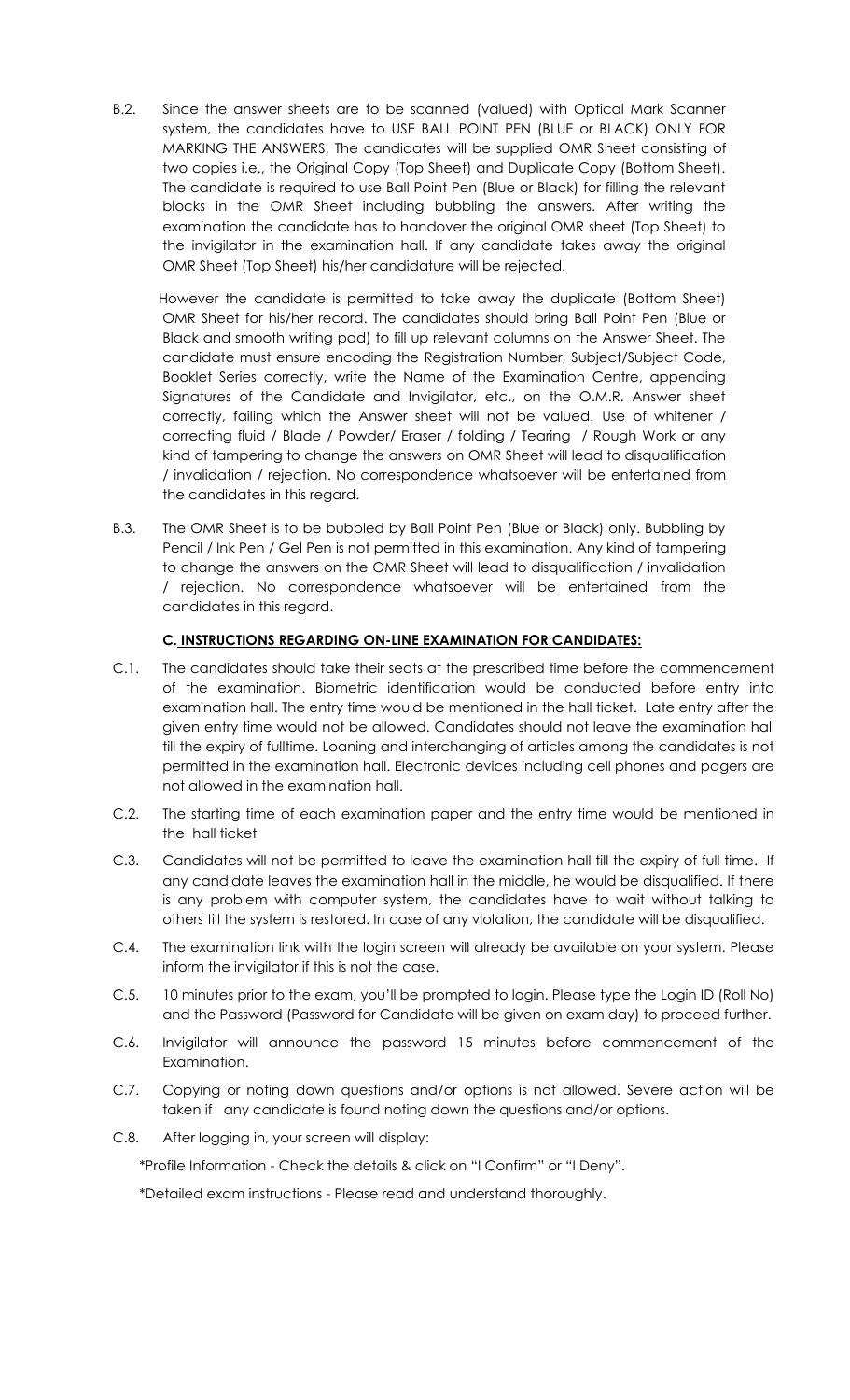B.2. Since the answer sheets are to be scanned (valued) with Optical Mark Scanner system, the candidates have to USE BALL POINT PEN (BLUE or BLACK) ONLY FOR MARKING THE ANSWERS. The candidates will be supplied OMR Sheet consisting of two copies i.e., the Original Copy (Top Sheet) and Duplicate Copy (Bottom Sheet). The candidate is required to use Ball Point Pen (Blue or Black) for filling the relevant blocks in the OMR Sheet including bubbling the answers. After writing the examination the candidate has to handover the original OMR sheet (Top Sheet) to the invigilator in the examination hall. If any candidate takes away the original OMR Sheet (Top Sheet) his/her candidature will be rejected.

However the candidate is permitted to take away the duplicate (Bottom Sheet) OMR Sheet for his/her record. The candidates should bring Ball Point Pen (Blue or Black and smooth writing pad) to fill up relevant columns on the Answer Sheet. The candidate must ensure encoding the Registration Number, Subject/Subject Code, Booklet Series correctly, write the Name of the Examination Centre, appending Signatures of the Candidate and Invigilator, etc., on the O.M.R. Answer sheet correctly, failing which the Answer sheet will not be valued. Use of whitener / correcting fluid / Blade / Powder/ Eraser / folding / Tearing / Rough Work or any kind of tampering to change the answers on OMR Sheet will lead to disqualification / invalidation / rejection. No correspondence whatsoever will be entertained from the candidates in this regard.

B.3. The OMR Sheet is to be bubbled by Ball Point Pen (Blue or Black) only. Bubbling by Pencil / Ink Pen / Gel Pen is not permitted in this examination. Any kind of tampering to change the answers on the OMR Sheet will lead to disqualification / invalidation / rejection. No correspondence whatsoever will be entertained from the candidates in this regard.

### C. INSTRUCTIONS REGARDING ON-LINE EXAMINATION FOR CANDIDATES:

C.1. The candidates should take their seats at the prescribed time before the commencement of the examination. Biometric identification would be conducted before entry into examination hall. The entry time would be mentioned in the hall ticket. Late entry after the given entry time would not be allowed. Candidates should not leave the examination hall till the expiry of fulltime. Loaning and interchanging of articles among the candidates is not permitted in the examination hall. Electronic devices including cell phones and pagers are not allowed in the examination hall.

C.2. The starting time of each examination paper and the entry time would be mentioned in the hall ticket

C.3. Candidates will not be permitted to leave the examination hall till the expiry of full time. If any candidate leaves the examination hall in the middle, he would be disqualified. If there is any problem with computer system, the candidates have to wait without talking to others till the system is restored. In case of any violation, the candidate will be disqualified.

C.4. The examination link with the login screen will already be available on your system. Please inform the invigilator if this is not the case.

C.5. 10 minutes prior to the exam, you'll be prompted to login. Please type the Login ID (Roll No) and the Password (Password for Candidate will be given on exam day) to proceed further.

C.6. Invigilator will announce the password 15 minutes before commencement of the Examination.

C.7. Copying or noting down questions and/or options is not allowed. Severe action will be taken if any candidate is found noting down the questions and/or options.

C.8. After logging in, your screen will display:

*Profile Information - Check the details & click on "I Confirm" or "I Deny".

*Detailed exam instructions - Please read and understand thoroughly.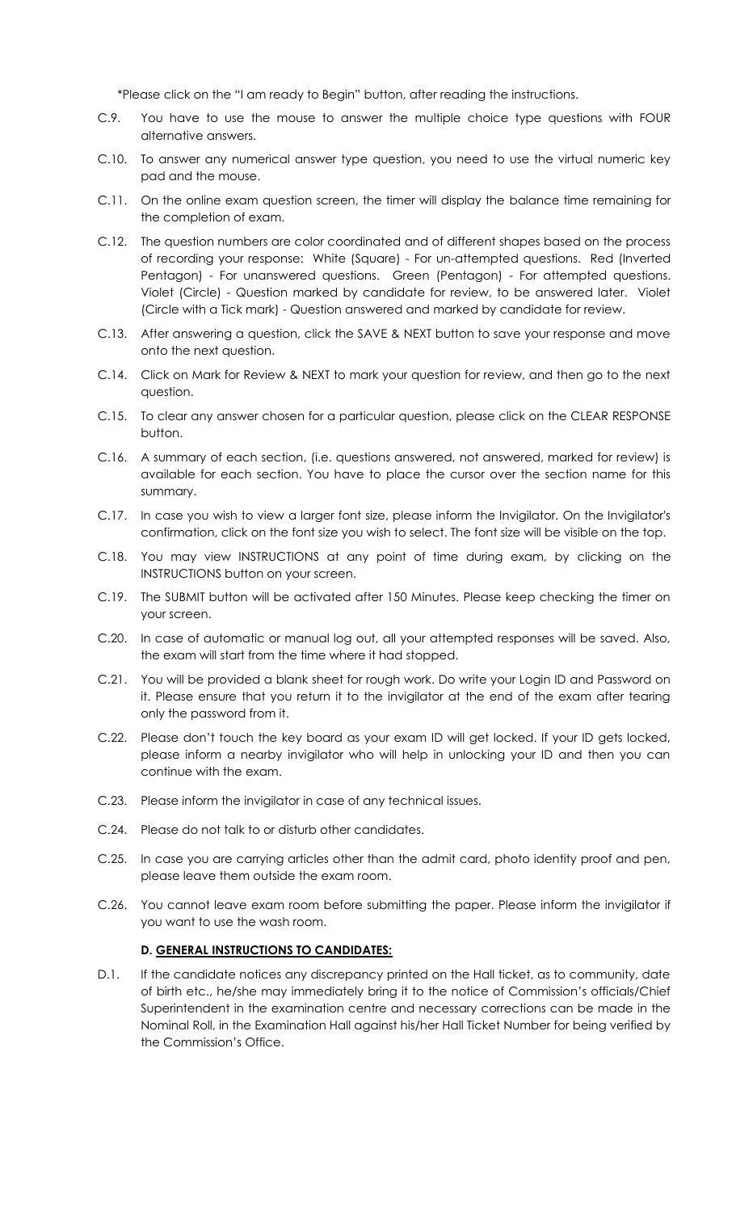*Please click on the "I am ready to Begin" button, after reading the instructions.

C.9. You have to use the mouse to answer the multiple choice type questions with FOUR alternative answers.

C.10. To answer any numerical answer type question, you need to use the virtual numeric key pad and the mouse.

C.11. On the online exam question screen, the timer will display the balance time remaining for the completion of exam.

C.12. The question numbers are color coordinated and of different shapes based on the process of recording your response: White (Square) - For un-attempted questions. Red (Inverted Pentagon) - For unanswered questions. Green (Pentagon) - For attempted questions. Violet (Circle) - Question marked by candidate for review, to be answered later. Violet (Circle with a Tick mark) - Question answered and marked by candidate for review.

C.13. After answering a question, click the SAVE & NEXT button to save your response and move onto the next question.

C.14. Click on Mark for Review & NEXT to mark your question for review, and then go to the next question.

C.15. To clear any answer chosen for a particular question, please click on the CLEAR RESPONSE button.

C.16. A summary of each section, (i.e. questions answered, not answered, marked for review) is available for each section. You have to place the cursor over the section name for this summary.

C.17. In case you wish to view a larger font size, please inform the Invigilator. On the Invigilator's confirmation, click on the font size you wish to select. The font size will be visible on the top.

C.18. You may view INSTRUCTIONS at any point of time during exam, by clicking on the INSTRUCTIONS button on your screen.

C.19. The SUBMIT button will be activated after 150 Minutes. Please keep checking the timer on your screen.

C.20. In case of automatic or manual log out, all your attempted responses will be saved. Also, the exam will start from the time where it had stopped.

C.21. You will be provided a blank sheet for rough work. Do write your Login ID and Password on it. Please ensure that you return it to the invigilator at the end of the exam after tearing only the password from it.

C.22. Please don't touch the key board as your exam ID will get locked. If your ID gets locked, please inform a nearby invigilator who will help in unlocking your ID and then you can continue with the exam.

C.23. Please inform the invigilator in case of any technical issues.

C.24. Please do not talk to or disturb other candidates.

C.25. In case you are carrying articles other than the admit card, photo identity proof and pen, please leave them outside the exam room.

C.26. You cannot leave exam room before submitting the paper. Please inform the invigilator if you want to use the wash room.

### D. GENERAL INSTRUCTIONS TO CANDIDATES:

D.1. If the candidate notices any discrepancy printed on the Hall ticket, as to community, date of birth etc., he/she may immediately bring it to the notice of Commission's officials/Chief Superintendent in the examination centre and necessary corrections can be made in the Nominal Roll, in the Examination Hall against his/her Hall Ticket Number for being verified by the Commission's Office.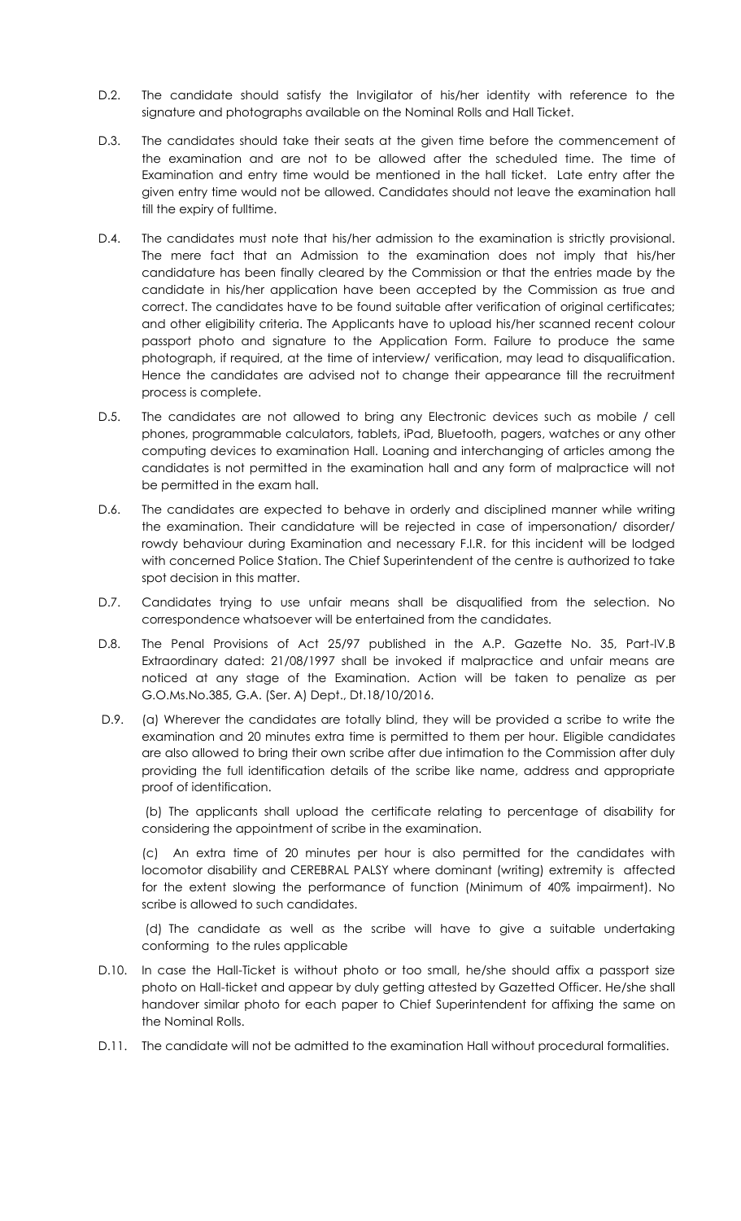D.2. The candidate should satisfy the Invigilator of his/her identity with reference to the signature and photographs available on the Nominal Rolls and Hall Ticket.

D.3. The candidates should take their seats at the given time before the commencement of the examination and are not to be allowed after the scheduled time. The time of Examination and entry time would be mentioned in the hall ticket. Late entry after the given entry time would not be allowed. Candidates should not leave the examination hall till the expiry of fulltime.

D.4. The candidates must note that his/her admission to the examination is strictly provisional. The mere fact that an Admission to the examination does not imply that his/her candidature has been finally cleared by the Commission or that the entries made by the candidate in his/her application have been accepted by the Commission as true and correct. The candidates have to be found suitable after verification of original certificates; and other eligibility criteria. The Applicants have to upload his/her scanned recent colour passport photo and signature to the Application Form. Failure to produce the same photograph, if required, at the time of interview/ verification, may lead to disqualification. Hence the candidates are advised not to change their appearance till the recruitment process is complete.

D.5. The candidates are not allowed to bring any Electronic devices such as mobile / cell phones, programmable calculators, tablets, iPad, Bluetooth, pagers, watches or any other computing devices to examination Hall. Loaning and interchanging of articles among the candidates is not permitted in the examination hall and any form of malpractice will not be permitted in the exam hall.

D.6. The candidates are expected to behave in orderly and disciplined manner while writing the examination. Their candidature will be rejected in case of impersonation/ disorder/ rowdy behaviour during Examination and necessary F.I.R. for this incident will be lodged with concerned Police Station. The Chief Superintendent of the centre is authorized to take spot decision in this matter.

D.7. Candidates trying to use unfair means shall be disqualified from the selection. No correspondence whatsoever will be entertained from the candidates.

D.8. The Penal Provisions of Act 25/97 published in the A.P. Gazette No. 35, Part-IV.B Extraordinary dated: 21/08/1997 shall be invoked if malpractice and unfair means are noticed at any stage of the Examination. Action will be taken to penalize as per G.O.Ms.No.385, G.A. (Ser. A) Dept., Dt.18/10/2016.

D.9. (a) Wherever the candidates are totally blind, they will be provided a scribe to write the examination and 20 minutes extra time is permitted to them per hour. Eligible candidates are also allowed to bring their own scribe after due intimation to the Commission after duly providing the full identification details of the scribe like name, address and appropriate proof of identification.

(b) The applicants shall upload the certificate relating to percentage of disability for considering the appointment of scribe in the examination.

(c) An extra time of 20 minutes per hour is also permitted for the candidates with locomotor disability and CEREBRAL PALSY where dominant (writing) extremity is affected for the extent slowing the performance of function (Minimum of 40% impairment). No scribe is allowed to such candidates.

(d) The candidate as well as the scribe will have to give a suitable undertaking conforming to the rules applicable

D.10. In case the Hall-Ticket is without photo or too small, he/she should affix a passport size photo on Hall-ticket and appear by duly getting attested by Gazetted Officer. He/she shall handover similar photo for each paper to Chief Superintendent for affixing the same on the Nominal Rolls.

D.11. The candidate will not be admitted to the examination Hall without procedural formalities.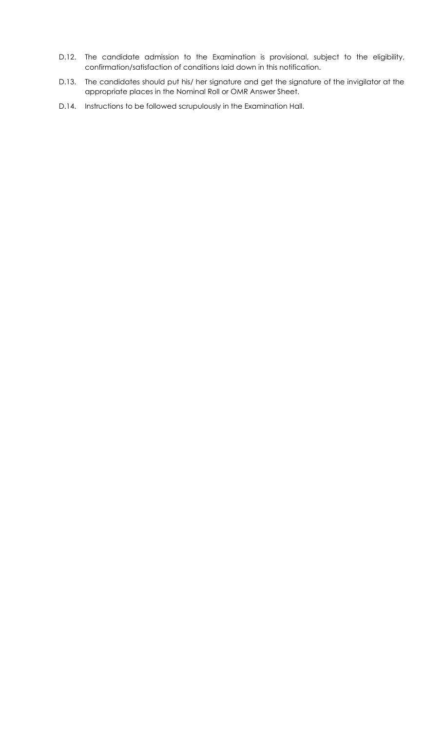D.12. The candidate admission to the Examination is provisional, subject to the eligibility, confirmation/satisfaction of conditions laid down in this notification.

D.13. The candidates should put his/ her signature and get the signature of the invigilator at the appropriate places in the Nominal Roll or OMR Answer Sheet.

D.14. Instructions to be followed scrupulously in the Examination Hall.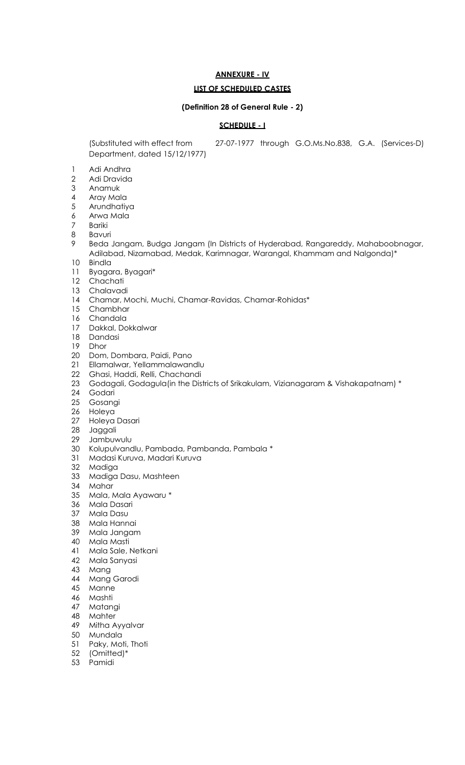**ANNEXURE - IV**

**LIST OF SCHEDULED CASTES**

**(Definition 28 of General Rule - 2)**

**SCHEDULE - I**

(Substituted with effect from 27-07-1977 through G.O.Ms.No.838, G.A. (Services-D) Department, dated 15/12/1977)

1 Adi Andhra
2 Adi Dravida
3 Anamuk
4 Aray Mala
5 Arundhatiya
6 Arwa Mala
7 Bariki
8 Bavuri
9 Beda Jangam, Budga Jangam (In Districts of Hyderabad, Rangareddy, Mahaboobnagar, Adilabad, Nizamabad, Medak, Karimnagar, Warangal, Khammam and Nalgonda)*
10 Bindla
11 Byagara, Byagari*
12 Chachati
13 Chalavadi
14 Chamar, Mochi, Muchi, Chamar-Ravidas, Chamar-Rohidas*
15 Chambhar
16 Chandala
17 Dakkal, Dokkalwar
18 Dandasi
19 Dhor
20 Dom, Dombara, Paidi, Pano
21 Ellamalwar, Yellammalawandlu
22 Ghasi, Haddi, Relli, Chachandi
23 Godagali, Godagula(in the Districts of Srikakulam, Vizianagaram & Vishakapatnam) *
24 Godari
25 Gosangi
26 Holeya
27 Holeya Dasari
28 Jaggali
29 Jambuwulu
30 Kolupulvandlu, Pambada, Pambanda, Pambala *
31 Madasi Kuruva, Madari Kuruva
32 Madiga
33 Madiga Dasu, Mashteen
34 Mahar
35 Mala, Mala Ayawaru *
36 Mala Dasari
37 Mala Dasu
38 Mala Hannai
39 Mala Jangam
40 Mala Masti
41 Mala Sale, Netkani
42 Mala Sanyasi
43 Mang
44 Mang Garodi
45 Manne
46 Mashti
47 Matangi
48 Mahter
49 Mitha Ayyalvar
50 Mundala
51 Paky, Moti, Thoti
52 (Omitted)*
53 Pamidi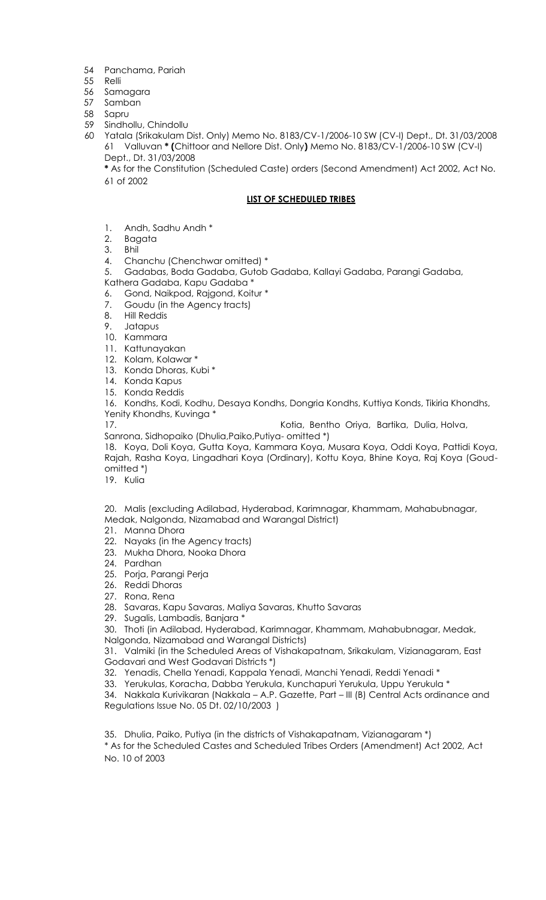54 Panchama, Pariah
55 Relli
56 Samagara
57 Samban
58 Sapru
59 Sindhollu, Chindollu
60 Yatala (Srikakulam Dist. Only) Memo No. 8183/CV-1/2006-10 SW (CV-I) Dept., Dt. 31/03/2008
61 Valluvan * (Chittoor and Nellore Dist. Only) Memo No. 8183/CV-1/2006-10 SW (CV-I) Dept., Dt. 31/03/2008

* As for the Constitution (Scheduled Caste) orders (Second Amendment) Act 2002, Act No. 61 of 2002

## LIST OF SCHEDULED TRIBES

1. Andh, Sadhu Andh *
2. Bagata
3. Bhil
4. Chanchu (Chenchwar omitted) *
5. Gadabas, Boda Gadaba, Gutob Gadaba, Kallayi Gadaba, Parangi Gadaba, Kathera Gadaba, Kapu Gadaba *
6. Gond, Naikpod, Rajgond, Koitur *
7. Goudu (in the Agency tracts)
8. Hill Reddis
9. Jatapus
10. Kammara
11. Kattunayakan
12. Kolam, Kolawar *
13. Konda Dhoras, Kubi *
14. Konda Kapus
15. Konda Reddis
16. Kondhs, Kodi, Kodhu, Desaya Kondhs, Dongria Kondhs, Kuttiya Konds, Tikiria Khondhs, Yenity Khondhs, Kuvinga *
17. Kotia, Bentho Oriya, Bartika, Dulia, Holva, Sanrona, Sidhopaiko (Dhulia,Paiko,Putiya- omitted *)
18. Koya, Doli Koya, Gutta Koya, Kammara Koya, Musara Koya, Oddi Koya, Pattidi Koya, Rajah, Rasha Koya, Lingadhari Koya (Ordinary), Kottu Koya, Bhine Koya, Raj Koya (Goud- omitted *)
19. Kulia
20. Malis (excluding Adilabad, Hyderabad, Karimnagar, Khammam, Mahabubnagar, Medak, Nalgonda, Nizamabad and Warangal District)
21. Manna Dhora
22. Nayaks (in the Agency tracts)
23. Mukha Dhora, Nooka Dhora
24. Pardhan
25. Porja, Parangi Perja
26. Reddi Dhoras
27. Rona, Rena
28. Savaras, Kapu Savaras, Maliya Savaras, Khutto Savaras
29. Sugalis, Lambadis, Banjara *
30. Thoti (in Adilabad, Hyderabad, Karimnagar, Khammam, Mahabubnagar, Medak, Nalgonda, Nizamabad and Warangal Districts)
31. Valmiki (in the Scheduled Areas of Vishakapatnam, Srikakulam, Vizianagaram, East Godavari and West Godavari Districts *)
32. Yenadis, Chella Yenadi, Kappala Yenadi, Manchi Yenadi, Reddi Yenadi *
33. Yerukulas, Koracha, Dabba Yerukula, Kunchapuri Yerukula, Uppu Yerukula *
34. Nakkala Kurivikaran (Nakkala – A.P. Gazette, Part – III (B) Central Acts ordinance and Regulations Issue No. 05 Dt. 02/10/2003 )
35. Dhulia, Paiko, Putiya (in the districts of Vishakapatnam, Vizianagaram *)

* As for the Scheduled Castes and Scheduled Tribes Orders (Amendment) Act 2002, Act No. 10 of 2003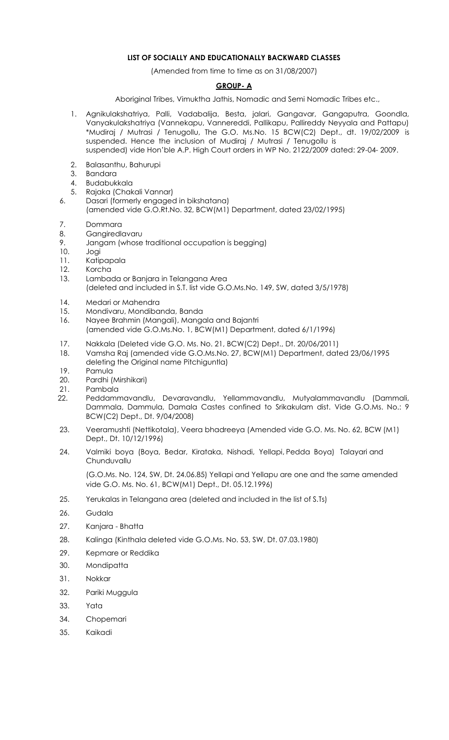**LIST OF SOCIALLY AND EDUCATIONALLY BACKWARD CLASSES**

(Amended from time to time as on 31/08/2007)

**GROUP- A**

Aboriginal Tribes, Vimuktha Jathis, Nomadic and Semi Nomadic Tribes etc.,

1. Agnikulakshatriya, Palli, Vadabalija, Besta, jalari, Gangavar, Gangaputra, Goondla, Vanyakulakshatriya (Vannekapu, Vannereddi, Pallikapu, Pallireddy Neyyala and Pattapu) *Mudiraj / Mutrasi / Tenugollu, The G.O. Ms.No. 15 BCW(C2) Dept., dt. 19/02/2009 is suspended. Hence the inclusion of Mudiraj / Mutrasi / Tenugollu is suspended) vide Hon'ble A.P. High Court orders in WP No. 2122/2009 dated: 29-04- 2009.
2. Balasanthu, Bahurupi
3. Bandara
4. Budabukkala
5. Rajaka (Chakali Vannar)
6. Dasari (formerly engaged in bikshatana) (amended vide G.O.Rt.No. 32, BCW(M1) Department, dated 23/02/1995)
7. Dommara
8. Gangiredlavaru
9. Jangam (whose traditional occupation is begging)
10. Jogi
11. Katipapala
12. Korcha
13. Lambada or Banjara in Telangana Area (deleted and included in S.T. list vide G.O.Ms.No. 149, SW, dated 3/5/1978)
14. Medari or Mahendra
15. Mondivaru, Mondibanda, Banda
16. Nayee Brahmin (Mangali), Mangala and Bajantri (amended vide G.O.Ms.No. 1, BCW(M1) Department, dated 6/1/1996)
17. Nakkala (Deleted vide G.O. Ms. No. 21, BCW(C2) Dept., Dt. 20/06/2011)
18. Vamsha Raj (amended vide G.O.Ms.No. 27, BCW(M1) Department, dated 23/06/1995 deleting the Original name Pitchiguntla)
19. Pamula
20. Pardhi (Mirshikari)
21. Pambala
22. Peddammavandlu, Devaravandlu, Yellammavandlu, Mutyalammavandlu (Dammali, Dammala, Dammula, Damala Castes confined to Srikakulam dist. Vide G.O.Ms. No.: 9 BCW(C2) Dept., Dt. 9/04/2008)
23. Veeramushti (Nettikotala), Veera bhadreeya (Amended vide G.O. Ms. No. 62, BCW (M1) Dept., Dt. 10/12/1996)
24. Valmiki boya (Boya, Bedar, Kirataka, Nishadi, Yellapi, Pedda Boya) Talayari and Chunduvallu

    (G.O.Ms. No. 124, SW, Dt. 24.06.85) Yellapi and Yellapu are one and the same amended vide G.O. Ms. No. 61, BCW(M1) Dept., Dt. 05.12.1996)

25. Yerukalas in Telangana area (deleted and included in the list of S.Ts)
26. Gudala
27. Kanjara - Bhatta
28. Kalinga (Kinthala deleted vide G.O.Ms. No. 53, SW, Dt. 07.03.1980)
29. Kepmare or Reddika
30. Mondipatta
31. Nokkar
32. Pariki Muggula
33. Yata
34. Chopemari
35. Kaikadi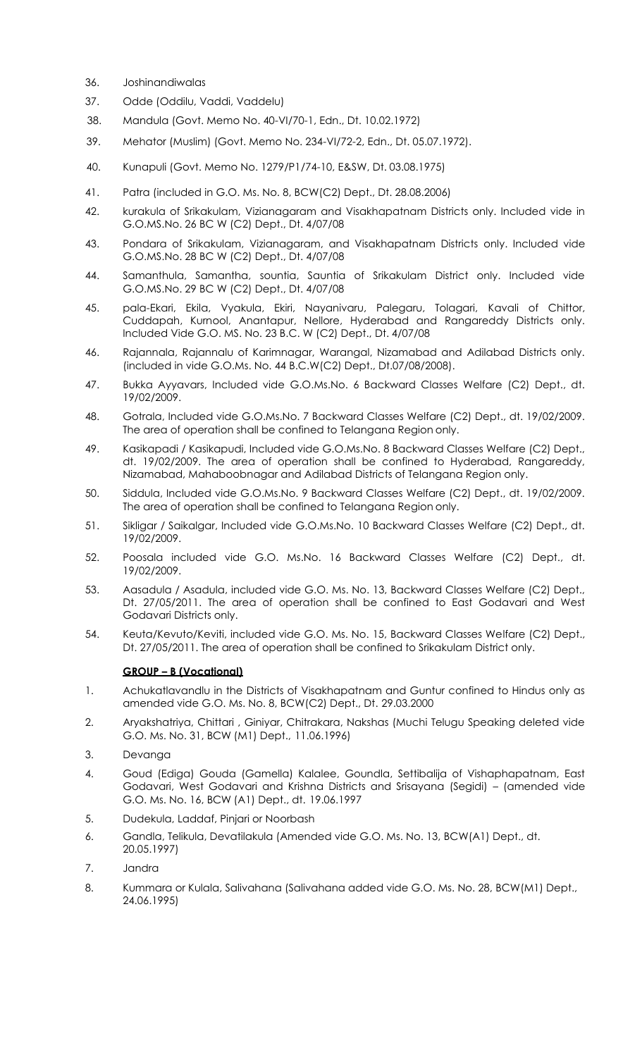36. Joshinandiwalas

37. Odde (Oddilu, Vaddi, Vaddelu)

38. Mandula (Govt. Memo No. 40-VI/70-1, Edn., Dt. 10.02.1972)

39. Mehator (Muslim) (Govt. Memo No. 234-VI/72-2, Edn., Dt. 05.07.1972).

40. Kunapuli (Govt. Memo No. 1279/P1/74-10, E&SW, Dt. 03.08.1975)

41. Patra (included in G.O. Ms. No. 8, BCW(C2) Dept., Dt. 28.08.2006)

42. kurakula of Srikakulam, Vizianagaram and Visakhapatnam Districts only. Included vide in G.O.MS.No. 26 BC W (C2) Dept., Dt. 4/07/08

43. Pondara of Srikakulam, Vizianagaram, and Visakhapatnam Districts only. Included vide G.O.MS.No. 28 BC W (C2) Dept., Dt. 4/07/08

44. Samanthula, Samantha, sountia, Sauntia of Srikakulam District only. Included vide G.O.MS.No. 29 BC W (C2) Dept., Dt. 4/07/08

45. pala-Ekari, Ekila, Vyakula, Ekiri, Nayanivaru, Palegaru, Tolagari, Kavali of Chittor, Cuddapah, Kurnool, Anantapur, Nellore, Hyderabad and Rangareddy Districts only. Included Vide G.O. MS. No. 23 B.C. W (C2) Dept., Dt. 4/07/08

46. Rajannala, Rajannalu of Karimnagar, Warangal, Nizamabad and Adilabad Districts only. (included in vide G.O.Ms. No. 44 B.C.W(C2) Dept., Dt.07/08/2008).

47. Bukka Ayyavars, Included vide G.O.Ms.No. 6 Backward Classes Welfare (C2) Dept., dt. 19/02/2009.

48. Gotrala, Included vide G.O.Ms.No. 7 Backward Classes Welfare (C2) Dept., dt. 19/02/2009. The area of operation shall be confined to Telangana Region only.

49. Kasikapadi / Kasikapudi, Included vide G.O.Ms.No. 8 Backward Classes Welfare (C2) Dept., dt. 19/02/2009. The area of operation shall be confined to Hyderabad, Rangareddy, Nizamabad, Mahaboobnagar and Adilabad Districts of Telangana Region only.

50. Siddula, Included vide G.O.Ms.No. 9 Backward Classes Welfare (C2) Dept., dt. 19/02/2009. The area of operation shall be confined to Telangana Region only.

51. Sikligar / Saikalgar, Included vide G.O.Ms.No. 10 Backward Classes Welfare (C2) Dept., dt. 19/02/2009.

52. Poosala included vide G.O. Ms.No. 16 Backward Classes Welfare (C2) Dept., dt. 19/02/2009.

53. Aasadula / Asadula, included vide G.O. Ms. No. 13, Backward Classes Welfare (C2) Dept., Dt. 27/05/2011. The area of operation shall be confined to East Godavari and West Godavari Districts only.

54. Keuta/Kevuto/Keviti, included vide G.O. Ms. No. 15, Backward Classes Welfare (C2) Dept., Dt. 27/05/2011. The area of operation shall be confined to Srikakulam District only.

**GROUP – B (Vocational)**

1. Achukatlavandlu in the Districts of Visakhapatnam and Guntur confined to Hindus only as amended vide G.O. Ms. No. 8, BCW(C2) Dept., Dt. 29.03.2000

2. Aryakshatriya, Chittari , Giniyar, Chitrakara, Nakshas (Muchi Telugu Speaking deleted vide G.O. Ms. No. 31, BCW (M1) Dept., 11.06.1996)

3. Devanga

4. Goud (Ediga) Gouda (Gamella) Kalalee, Goundla, Settibalija of Vishaphapatnam, East Godavari, West Godavari and Krishna Districts and Srisayana (Segidi) – (amended vide G.O. Ms. No. 16, BCW (A1) Dept., dt. 19.06.1997

5. Dudekula, Laddaf, Pinjari or Noorbash

6. Gandla, Telikula, Devatilakula (Amended vide G.O. Ms. No. 13, BCW(A1) Dept., dt. 20.05.1997)

7. Jandra

8. Kummara or Kulala, Salivahana (Salivahana added vide G.O. Ms. No. 28, BCW(M1) Dept., 24.06.1995)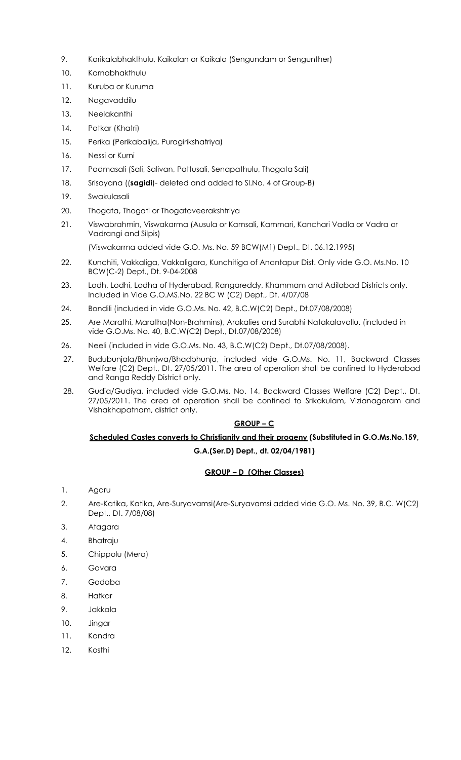9. Karikalabhakthulu, Kaikolan or Kaikala (Sengundam or Sengunther)
10. Karnabhakthulu
11. Kuruba or Kuruma
12. Nagavaddilu
13. Neelakanthi
14. Patkar (Khatri)
15. Perika (Perikabalija, Puragirikshatriya)
16. Nessi or Kurni
17. Padmasali (Sali, Salivan, Pattusali, Senapathulu, Thogata Sali)
18. Srisayana ((**sagidi**)- deleted and added to Sl.No. 4 of Group-B)
19. Swakulasali
20. Thogata, Thogati or Thogataveerakshtriya
21. Viswabrahmin, Viswakarma (Ausula or Kamsali, Kammari, Kanchari Vadla or Vadra or Vadrangi and Silpis)

    (Viswakarma added vide G.O. Ms. No. 59 BCW(M1) Dept., Dt. 06.12.1995)
22. Kunchiti, Vakkaliga, Vakkaligara, Kunchitiga of Anantapur Dist. Only vide G.O. Ms.No. 10 BCW(C-2) Dept., Dt. 9-04-2008
23. Lodh, Lodhi, Lodha of Hyderabad, Rangareddy, Khammam and Adilabad Districts only. Included in Vide G.O.MS.No. 22 BC W (C2) Dept., Dt. 4/07/08
24. Bondili (included in vide G.O.Ms. No. 42, B.C.W(C2) Dept., Dt.07/08/2008)
25. Are Marathi, Maratha(Non-Brahmins), Arakalies and Surabhi Natakalavallu. (included in vide G.O.Ms. No. 40, B.C.W(C2) Dept., Dt.07/08/2008)
26. Neeli (included in vide G.O.Ms. No. 43, B.C.W(C2) Dept., Dt.07/08/2008).
27. Budubunjala/Bhunjwa/Bhadbhunja, included vide G.O.Ms. No. 11, Backward Classes Welfare (C2) Dept., Dt. 27/05/2011. The area of operation shall be confined to Hyderabad and Ranga Reddy District only.
28. Gudia/Gudiya, included vide G.O.Ms. No. 14, Backward Classes Welfare (C2) Dept., Dt. 27/05/2011. The area of operation shall be confined to Srikakulam, Vizianagaram and Vishakhapatnam, district only.

## GROUP – C

**Scheduled Castes converts to Christianity and their progeny (Substituted in G.O.Ms.No.159, G.A.(Ser.D) Dept., dt. 02/04/1981)**

## GROUP – D (Other Classes)

1. Agaru
2. Are-Katika, Katika, Are-Suryavamsi(Are-Suryavamsi added vide G.O. Ms. No. 39, B.C. W(C2) Dept., Dt. 7/08/08)
3. Atagara
4. Bhatraju
5. Chippolu (Mera)
6. Gavara
7. Godaba
8. Hatkar
9. Jakkala
10. Jingar
11. Kandra
12. Kosthi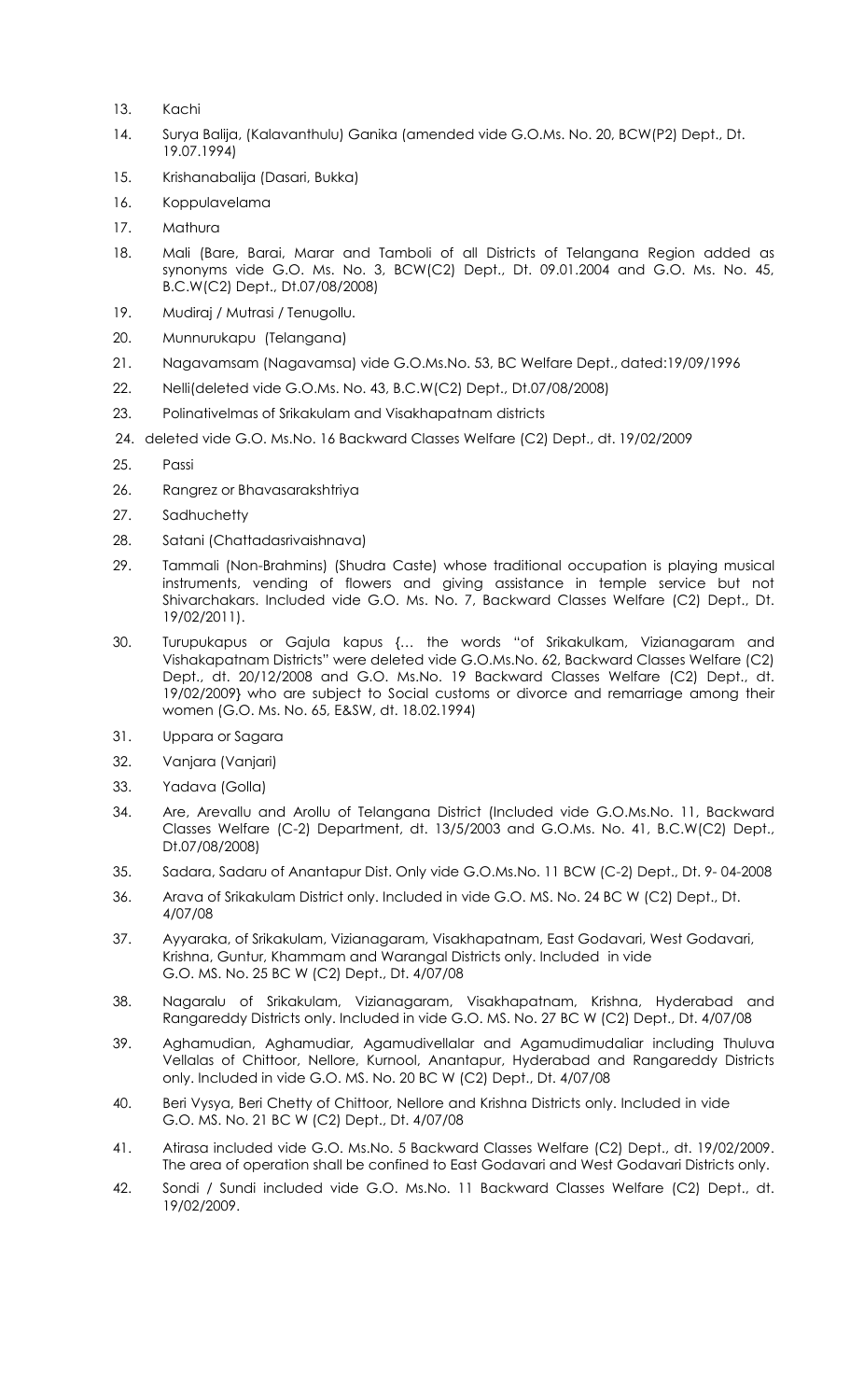13. Kachi

14. Surya Balija, (Kalavanthulu) Ganika (amended vide G.O.Ms. No. 20, BCW(P2) Dept., Dt. 19.07.1994)

15. Krishanabalija (Dasari, Bukka)

16. Koppulavelama

17. Mathura

18. Mali (Bare, Barai, Marar and Tamboli of all Districts of Telangana Region added as synonyms vide G.O. Ms. No. 3, BCW(C2) Dept., Dt. 09.01.2004 and G.O. Ms. No. 45, B.C.W(C2) Dept., Dt.07/08/2008)

19. Mudiraj / Mutrasi / Tenugollu.

20. Munnurukapu (Telangana)

21. Nagavamsam (Nagavamsa) vide G.O.Ms.No. 53, BC Welfare Dept., dated:19/09/1996

22. Nelli(deleted vide G.O.Ms. No. 43, B.C.W(C2) Dept., Dt.07/08/2008)

23. Polinativelmas of Srikakulam and Visakhapatnam districts

24. deleted vide G.O. Ms.No. 16 Backward Classes Welfare (C2) Dept., dt. 19/02/2009

25. Passi

26. Rangrez or Bhavasarakshtriya

27. Sadhuchetty

28. Satani (Chattadasrivaishnava)

29. Tammali (Non-Brahmins) (Shudra Caste) whose traditional occupation is playing musical instruments, vending of flowers and giving assistance in temple service but not Shivarchakars. Included vide G.O. Ms. No. 7, Backward Classes Welfare (C2) Dept., Dt. 19/02/2011).

30. Turupukapus or Gajula kapus {… the words "of Srikakulkam, Vizianagaram and Vishakapatnam Districts" were deleted vide G.O.Ms.No. 62, Backward Classes Welfare (C2) Dept., dt. 20/12/2008 and G.O. Ms.No. 19 Backward Classes Welfare (C2) Dept., dt. 19/02/2009} who are subject to Social customs or divorce and remarriage among their women (G.O. Ms. No. 65, E&SW, dt. 18.02.1994)

31. Uppara or Sagara

32. Vanjara (Vanjari)

33. Yadava (Golla)

34. Are, Arevallu and Arollu of Telangana District (Included vide G.O.Ms.No. 11, Backward Classes Welfare (C-2) Department, dt. 13/5/2003 and G.O.Ms. No. 41, B.C.W(C2) Dept., Dt.07/08/2008)

35. Sadara, Sadaru of Anantapur Dist. Only vide G.O.Ms.No. 11 BCW (C-2) Dept., Dt. 9- 04-2008

36. Arava of Srikakulam District only. Included in vide G.O. MS. No. 24 BC W (C2) Dept., Dt. 4/07/08

37. Ayyaraka, of Srikakulam, Vizianagaram, Visakhapatnam, East Godavari, West Godavari, Krishna, Guntur, Khammam and Warangal Districts only. Included in vide G.O. MS. No. 25 BC W (C2) Dept., Dt. 4/07/08

38. Nagaralu of Srikakulam, Vizianagaram, Visakhapatnam, Krishna, Hyderabad and Rangareddy Districts only. Included in vide G.O. MS. No. 27 BC W (C2) Dept., Dt. 4/07/08

39. Aghamudian, Aghamudiar, Agamudivellalar and Agamudimudaliar including Thuluva Vellalas of Chittoor, Nellore, Kurnool, Anantapur, Hyderabad and Rangareddy Districts only. Included in vide G.O. MS. No. 20 BC W (C2) Dept., Dt. 4/07/08

40. Beri Vysya, Beri Chetty of Chittoor, Nellore and Krishna Districts only. Included in vide G.O. MS. No. 21 BC W (C2) Dept., Dt. 4/07/08

41. Atirasa included vide G.O. Ms.No. 5 Backward Classes Welfare (C2) Dept., dt. 19/02/2009. The area of operation shall be confined to East Godavari and West Godavari Districts only.

42. Sondi / Sundi included vide G.O. Ms.No. 11 Backward Classes Welfare (C2) Dept., dt. 19/02/2009.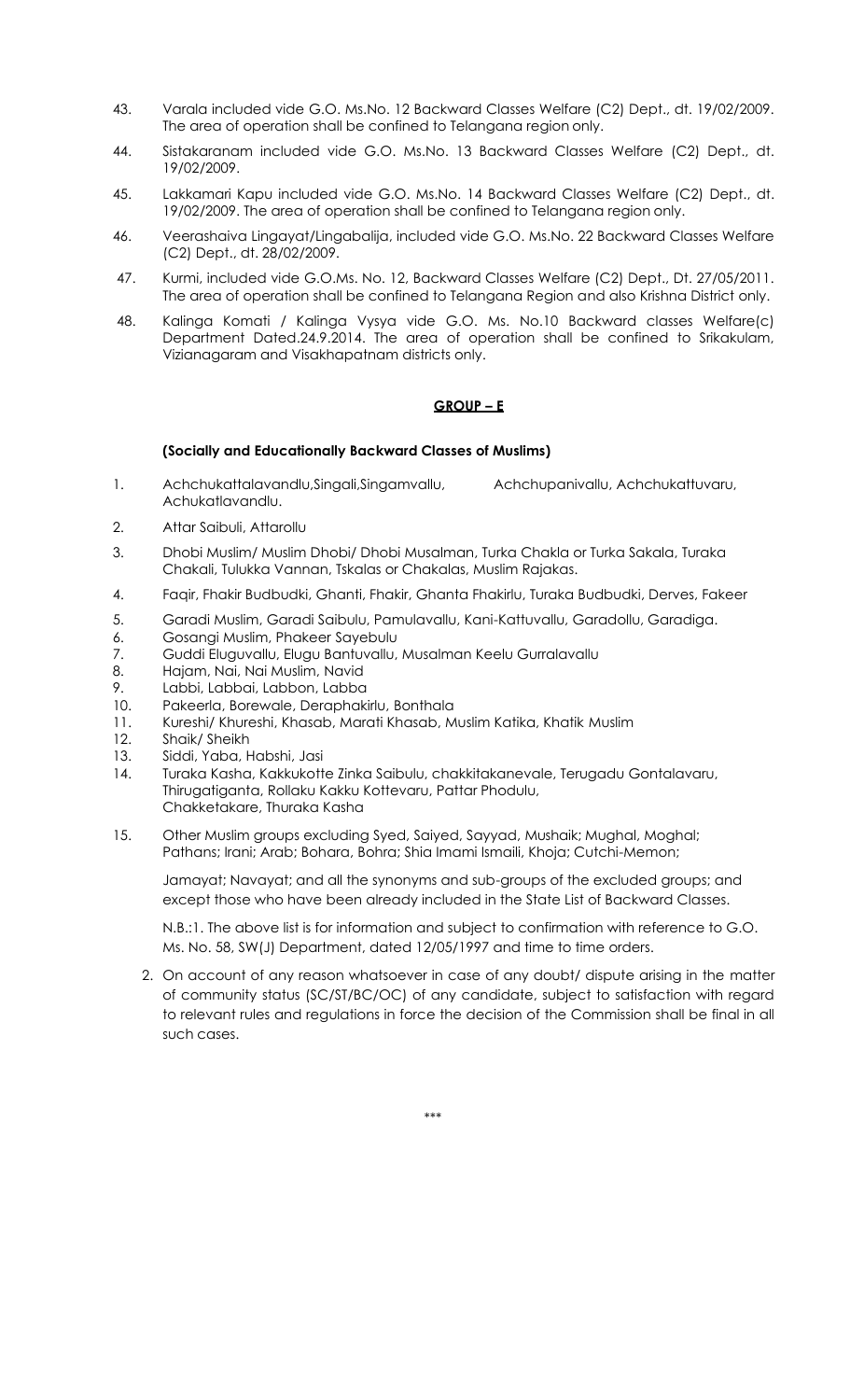43. Varala included vide G.O. Ms.No. 12 Backward Classes Welfare (C2) Dept., dt. 19/02/2009. The area of operation shall be confined to Telangana region only.

44. Sistakaranam included vide G.O. Ms.No. 13 Backward Classes Welfare (C2) Dept., dt. 19/02/2009.

45. Lakkamari Kapu included vide G.O. Ms.No. 14 Backward Classes Welfare (C2) Dept., dt. 19/02/2009. The area of operation shall be confined to Telangana region only.

46. Veerashaiva Lingayat/Lingabalija, included vide G.O. Ms.No. 22 Backward Classes Welfare (C2) Dept., dt. 28/02/2009.

47. Kurmi, included vide G.O.Ms. No. 12, Backward Classes Welfare (C2) Dept., Dt. 27/05/2011. The area of operation shall be confined to Telangana Region and also Krishna District only.

48. Kalinga Komati / Kalinga Vysya vide G.O. Ms. No.10 Backward classes Welfare(c) Department Dated.24.9.2014. The area of operation shall be confined to Srikakulam, Vizianagaram and Visakhapatnam districts only.

## GROUP – E

**(Socially and Educationally Backward Classes of Muslims)**

1. Achchukattalavandlu,Singali,Singamvallu, Achchupanivallu, Achchukattuvaru, Achukatlavandlu.
2. Attar Saibuli, Attarollu
3. Dhobi Muslim/ Muslim Dhobi/ Dhobi Musalman, Turka Chakla or Turka Sakala, Turaka Chakali, Tulukka Vannan, Tskalas or Chakalas, Muslim Rajakas.
4. Faqir, Fhakir Budbudki, Ghanti, Fhakir, Ghanta Fhakirlu, Turaka Budbudki, Derves, Fakeer
5. Garadi Muslim, Garadi Saibulu, Pamulavallu, Kani-Kattuvallu, Garadollu, Garadiga.
6. Gosangi Muslim, Phakeer Sayebulu
7. Guddi Eluguvallu, Elugu Bantuvallu, Musalman Keelu Gurralavallu
8. Hajam, Nai, Nai Muslim, Navid
9. Labbi, Labbai, Labbon, Labba
10. Pakeerla, Borewale, Deraphakirlu, Bonthala
11. Kureshi/ Khureshi, Khasab, Marati Khasab, Muslim Katika, Khatik Muslim
12. Shaik/ Sheikh
13. Siddi, Yaba, Habshi, Jasi
14. Turaka Kasha, Kakkukotte Zinka Saibulu, chakkitakanevale, Terugadu Gontalavaru, Thirugatiganta, Rollaku Kakku Kottevaru, Pattar Phodulu, Chakketakare, Thuraka Kasha
15. Other Muslim groups excluding Syed, Saiyed, Sayyad, Mushaik; Mughal, Moghal; Pathans; Irani; Arab; Bohara, Bohra; Shia Imami Ismaili, Khoja; Cutchi-Memon;

    Jamayat; Navayat; and all the synonyms and sub-groups of the excluded groups; and except those who have been already included in the State List of Backward Classes.

N.B.:1. The above list is for information and subject to confirmation with reference to G.O. Ms. No. 58, SW(J) Department, dated 12/05/1997 and time to time orders.

2. On account of any reason whatsoever in case of any doubt/ dispute arising in the matter of community status (SC/ST/BC/OC) of any candidate, subject to satisfaction with regard to relevant rules and regulations in force the decision of the Commission shall be final in all such cases.

\*\*\*